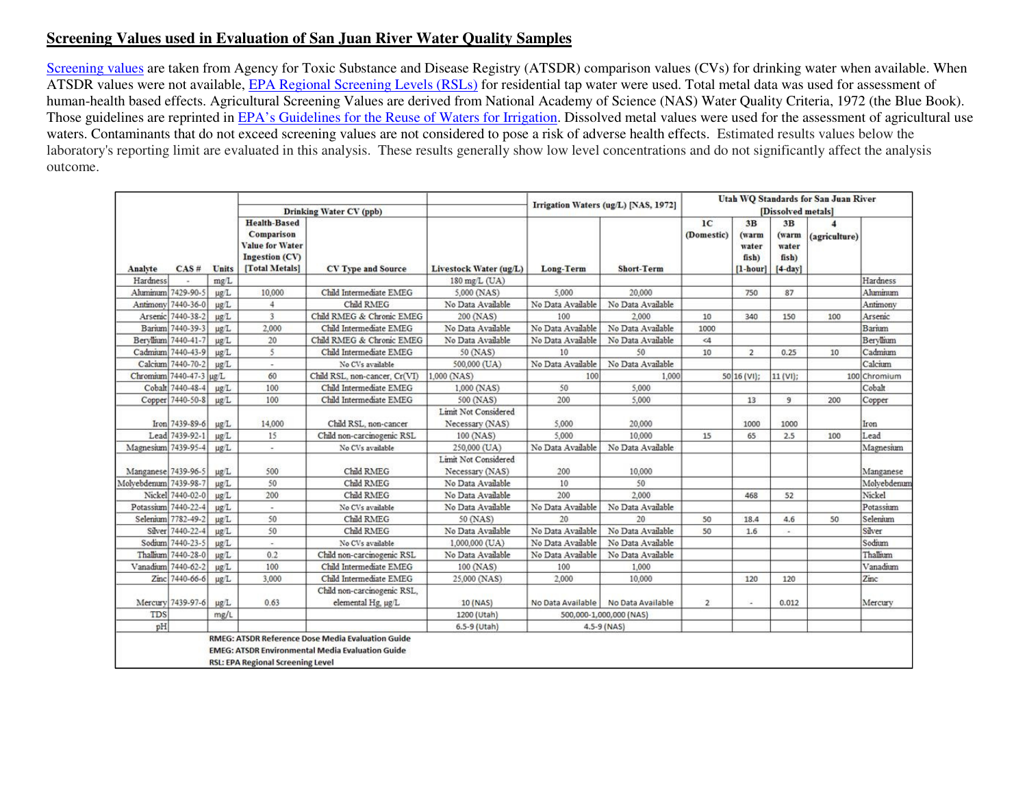## Screening Values used in Evaluation of San Juan River Water Quality Samples

Screening values are taken from Agency for Toxic Substance and Disease Registry (ATSDR) comparison values (CVs) for drinking water when available. When ATSDR values were not available, EPA Regional Screening Levels (RSLs) for residential tap water were used. Total metal data was used for assessment of human-health based effects. Agricultural Screening Values are derived from National Academy of Science (NAS) Water Quality Criteria, 1972 (the Blue Book). Those guidelines are reprinted in EPA's Guidelines for the Reuse of Waters for Irrigation. Dissolved metal values were used for the assessment of agricultural use waters. Contaminants that do not exceed screening values are not considered to pose a risk of adverse health effects. Estimated results values below the laboratory's reporting limit are evaluated in this analysis. These results generally show low level concentrations and do not significantly affect the analysis outcome.

| | | | Drinking Water CV (ppb) | | | Irrigation Waters (ug/L) [NAS, 1972] | | Utah WQ Standards for San Juan River [Dissolved metals] | | | | |
|---|---|---|---|---|---|---|---|---|---|---|---|---|
| Analyte | CAS # | Units | Health-Based Comparison Value for Water Ingestion (CV) [Total Metals] | CV Type and Source | Livestock Water (ug/L) | Long-Term | Short-Term | 1C (Domestic) | 3B (warm water fish) [1-hour] | 3B (warm water fish) [4-day] | 4 (agriculture) | |
| Hardness | - | mg/L | | | 180 mg/L (UA) | | | | | | | Hardness |
| Aluminum | 7429-90-5 | µg/L | 10,000 | Child Intermediate EMEG | 5,000 (NAS) | 5,000 | 20,000 | | 750 | 87 | | Aluminum |
| Antimony | 7440-36-0 | µg/L | 4 | Child RMEG | No Data Available | No Data Available | No Data Available | | | | | Antimony |
| Arsenic | 7440-38-2 | µg/L | 3 | Child RMEG & Chronic EMEG | 200 (NAS) | 100 | 2,000 | 10 | 340 | 150 | 100 | Arsenic |
| Barium | 7440-39-3 | µg/L | 2,000 | Child Intermediate EMEG | No Data Available | No Data Available | No Data Available | 1000 | | | | Barium |
| Beryllium | 7440-41-7 | µg/L | 20 | Child RMEG & Chronic EMEG | No Data Available | No Data Available | No Data Available | <4 | | | | Beryllium |
| Cadmium | 7440-43-9 | µg/L | 5 | Child Intermediate EMEG | 50 (NAS) | 10 | 50 | 10 | 2 | 0.25 | 10 | Cadmium |
| Calcium | 7440-70-2 | µg/L | - | No CVs available | 500,000 (UA) | No Data Available | No Data Available | | | | | Calcium |
| Chromium | 7440-47-3 | µg/L | 60 | Child RSL, non-cancer, Cr(VI) | 1,000 (NAS) | 100 | 1,000 | 50 | 16 (VI); | 11 (VI); | 100 | Chromium |
| Cobalt | 7440-48-4 | µg/L | 100 | Child Intermediate EMEG | 1,000 (NAS) | 50 | 5,000 | | | | | Cobalt |
| Copper | 7440-50-8 | µg/L | 100 | Child Intermediate EMEG | 500 (NAS) | 200 | 5,000 | | 13 | 9 | 200 | Copper |
| Iron | 7439-89-6 | µg/L | 14,000 | Child RSL, non-cancer | Limit Not Considered Necessary (NAS) | 5,000 | 20,000 | | 1000 | 1000 | | Iron |
| Lead | 7439-92-1 | µg/L | 15 | Child non-carcinogenic RSL | 100 (NAS) | 5,000 | 10,000 | 15 | 65 | 2.5 | 100 | Lead |
| Magnesium | 7439-95-4 | µg/L | - | No CVs available | 250,000 (UA) | No Data Available | No Data Available | | | | | Magnesium |
| Manganese | 7439-96-5 | µg/L | 500 | Child RMEG | Limit Not Considered Necessary (NAS) | 200 | 10,000 | | | | | Manganese |
| Molyebdenum | 7439-98-7 | µg/L | 50 | Child RMEG | No Data Available | 10 | 50 | | | | | Molyebdenum |
| Nickel | 7440-02-0 | µg/L | 200 | Child RMEG | No Data Available | 200 | 2,000 | | 468 | 52 | | Nickel |
| Potassium | 7440-22-4 | µg/L | - | No CVs available | No Data Available | No Data Available | No Data Available | | | | | Potassium |
| Selenium | 7782-49-2 | µg/L | 50 | Child RMEG | 50 (NAS) | 20 | 20 | 50 | 18.4 | 4.6 | 50 | Selenium |
| Silver | 7440-22-4 | µg/L | 50 | Child RMEG | No Data Available | No Data Available | No Data Available | 50 | 1.6 | - | | Silver |
| Sodium | 7440-23-5 | µg/L | - | No CVs available | 1,000,000 (UA) | No Data Available | No Data Available | | | | | Sodium |
| Thallium | 7440-28-0 | µg/L | 0.2 | Child non-carcinogenic RSL | No Data Available | No Data Available | No Data Available | | | | | Thallium |
| Vanadium | 7440-62-2 | µg/L | 100 | Child Intermediate EMEG | 100 (NAS) | 100 | 1,000 | | | | | Vanadium |
| Zinc | 7440-66-6 | µg/L | 3,000 | Child Intermediate EMEG | 25,000 (NAS) | 2,000 | 10,000 | | 120 | 120 | | Zinc |
| Mercury | 7439-97-6 | µg/L | 0.63 | Child non-carcinogenic RSL, elemental Hg, µg/L | 10 (NAS) | No Data Available | No Data Available | 2 | - | 0.012 | | Mercury |
| TDS | | mg/L | | | 1200 (Utah) | 500,000-1,000,000 (NAS) | | | | | | |
| pH | | | | | 6.5-9 (Utah) | 4.5-9 (NAS) | | | | | | |

**RMEG: ATSDR Reference Dose Media Evaluation Guide**
**EMEG: ATSDR Environmental Media Evaluation Guide**
**RSL: EPA Regional Screening Level**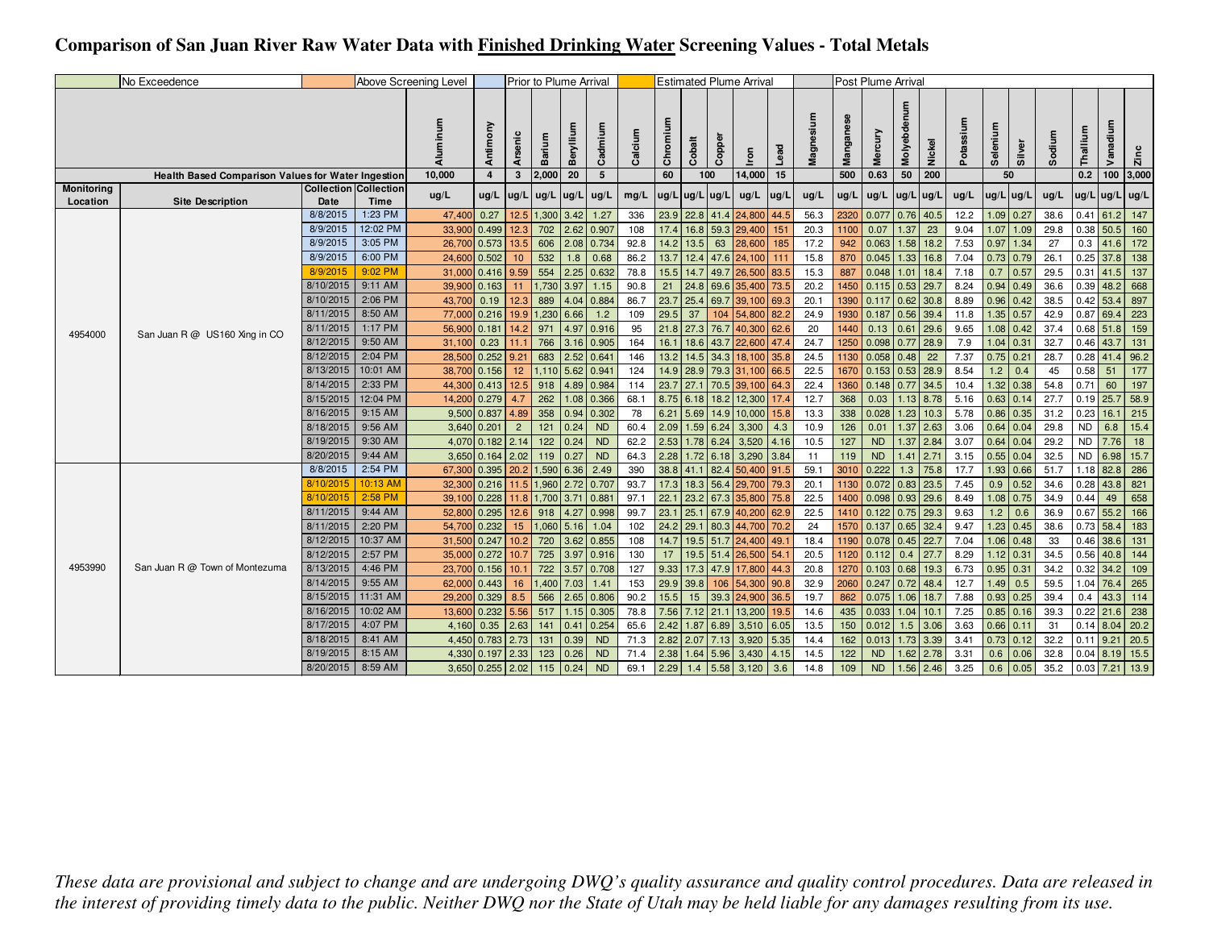# Comparison of San Juan River Raw Water Data with Finished Drinking Water Screening Values - Total Metals

| No Exceedence | Above Screening Level | Prior to Plume Arrival | Estimated Plume Arrival | Post Plume Arrival |
|---|---|---|---|---|

| Monitoring Location | Site Description | Collection Date | Collection Time | Aluminum | Antimony | Arsenic | Barium | Beryllium | Cadmium | Calcium | Chromium | Cobalt | Copper | Iron | Lead | Magnesium | Manganese | Mercury | Molybdenum | Nickel | Potassium | Selenium | Silver | Sodium | Thallium | Vanadium | Zinc |
|---|---|---|---|---|---|---|---|---|---|---|---|---|---|---|---|---|---|---|---|---|---|---|---|---|---|---|---|
| Health Based Comparison Values for Water Ingestion | | | | 10,000 | 4 | 3 | 2,000 | 20 | 5 | | 60 | | 100 | 14,000 | 15 | | 500 | 0.63 | 50 | 200 | | 50 | | | 0.2 | 100 | 3,000 |
| | | | | ug/L | ug/L | ug/L | ug/L | ug/L | ug/L | mg/L | ug/L | ug/L | ug/L | ug/L | ug/L | ug/L | ug/L | ug/L | ug/L | ug/L | ug/L | ug/L | ug/L | ug/L | ug/L | ug/L | ug/L |
| 4954000 | San Juan R @ US160 Xing in CO | 8/8/2015 | 1:23 PM | 47,400 | 0.27 | 12.5 | 1,300 | 3.42 | 1.27 | 336 | 23.9 | 22.8 | 41.4 | 24,800 | 44.5 | 56.3 | 2320 | 0.077 | 0.76 | 40.5 | 12.2 | 1.09 | 0.27 | 38.6 | 0.41 | 61.2 | 147 |
| | | 8/9/2015 | 12:02 PM | 33,900 | 0.499 | 12.3 | 702 | 2.62 | 0.907 | 108 | 17.4 | 16.8 | 59.3 | 29,400 | 151 | 20.3 | 1100 | 0.07 | 1.37 | 23 | 9.04 | 1.07 | 1.09 | 29.8 | 0.38 | 50.5 | 160 |
| | | 8/9/2015 | 3:05 PM | 26,700 | 0.573 | 13.5 | 606 | 2.08 | 0.734 | 92.8 | 14.2 | 13.5 | 63 | 28,600 | 185 | 17.2 | 942 | 0.063 | 1.58 | 18.2 | 7.53 | 0.97 | 1.34 | 27 | 0.3 | 41.6 | 172 |
| | | 8/9/2015 | 6:00 PM | 24,600 | 0.502 | 10 | 532 | 1.8 | 0.68 | 86.2 | 13.7 | 12.4 | 47.6 | 24,100 | 111 | 15.8 | 870 | 0.045 | 1.33 | 16.8 | 7.04 | 0.73 | 0.79 | 26.1 | 0.25 | 37.8 | 138 |
| | | 8/9/2015 | 9:02 PM | 31,000 | 0.416 | 9.59 | 554 | 2.25 | 0.632 | 78.8 | 15.5 | 14.7 | 49.7 | 26,500 | 83.5 | 15.3 | 887 | 0.048 | 1.01 | 18.4 | 7.18 | 0.7 | 0.57 | 29.5 | 0.31 | 41.5 | 137 |
| | | 8/10/2015 | 9:11 AM | 39,900 | 0.163 | 11 | 1,730 | 3.97 | 1.15 | 90.8 | 21 | 24.8 | 69.6 | 35,400 | 73.5 | 20.2 | 1450 | 0.115 | 0.53 | 29.7 | 8.24 | 0.94 | 0.49 | 36.6 | 0.39 | 48.2 | 668 |
| | | 8/10/2015 | 2:06 PM | 43,700 | 0.19 | 12.3 | 889 | 4.04 | 0.884 | 86.7 | 23.7 | 25.4 | 69.7 | 39,100 | 69.3 | 20.1 | 1390 | 0.117 | 0.62 | 30.8 | 8.89 | 0.96 | 0.42 | 38.5 | 0.42 | 53.4 | 897 |
| | | 8/11/2015 | 8:50 AM | 77,000 | 0.216 | 19.9 | 1,230 | 6.66 | 1.2 | 109 | 29.5 | 37 | 104 | 54,800 | 82.2 | 24.9 | 1930 | 0.187 | 0.56 | 39.4 | 11.8 | 1.35 | 0.57 | 42.9 | 0.87 | 69.4 | 223 |
| | | 8/11/2015 | 1:17 PM | 56,900 | 0.181 | 14.2 | 971 | 4.97 | 0.916 | 95 | 21.8 | 27.3 | 76.7 | 40,300 | 62.6 | 20 | 1440 | 0.13 | 0.61 | 29.6 | 9.65 | 1.08 | 0.42 | 37.4 | 0.68 | 51.8 | 159 |
| | | 8/12/2015 | 9:50 AM | 31,100 | 0.23 | 11.1 | 766 | 3.16 | 0.905 | 164 | 16.1 | 18.6 | 43.7 | 22,600 | 47.4 | 24.7 | 1250 | 0.098 | 0.77 | 28.9 | 7.9 | 1.04 | 0.31 | 32.7 | 0.46 | 43.7 | 131 |
| | | 8/12/2015 | 2:04 PM | 28,500 | 0.252 | 9.21 | 683 | 2.52 | 0.641 | 146 | 13.2 | 14.5 | 34.3 | 18,100 | 35.8 | 24.5 | 1130 | 0.058 | 0.48 | 22 | 7.37 | 0.75 | 0.21 | 28.7 | 0.28 | 41.4 | 96.2 |
| | | 8/13/2015 | 10:01 AM | 38,700 | 0.156 | 12 | 1,110 | 5.62 | 0.941 | 124 | 14.9 | 28.9 | 79.3 | 31,100 | 66.5 | 22.5 | 1670 | 0.153 | 0.53 | 28.9 | 8.54 | 1.2 | 0.4 | 45 | 0.58 | 51 | 177 |
| | | 8/14/2015 | 2:33 PM | 44,300 | 0.413 | 12.5 | 918 | 4.89 | 0.984 | 114 | 23.7 | 27.1 | 70.5 | 39,100 | 64.3 | 22.4 | 1360 | 0.148 | 0.77 | 34.5 | 10.4 | 1.32 | 0.38 | 54.8 | 0.71 | 60 | 197 |
| | | 8/15/2015 | 12:04 PM | 14,200 | 0.279 | 4.7 | 262 | 1.08 | 0.366 | 68.1 | 8.75 | 6.18 | 18.2 | 12,300 | 17.4 | 12.7 | 368 | 0.03 | 1.13 | 8.78 | 5.16 | 0.63 | 0.14 | 27.7 | 0.19 | 25.7 | 58.9 |
| | | 8/16/2015 | 9:15 AM | 9,500 | 0.837 | 4.89 | 358 | 0.94 | 0.302 | 78 | 6.21 | 5.69 | 14.9 | 10,000 | 15.8 | 13.3 | 338 | 0.028 | 1.23 | 10.3 | 5.78 | 0.86 | 0.35 | 31.2 | 0.23 | 16.1 | 215 |
| | | 8/18/2015 | 9:56 AM | 3,640 | 0.201 | 2 | 121 | 0.24 | ND | 60.4 | 2.09 | 1.59 | 6.24 | 3,300 | 4.3 | 10.9 | 126 | 0.01 | 1.37 | 2.63 | 3.06 | 0.64 | 0.04 | 29.8 | ND | 6.8 | 15.4 |
| | | 8/19/2015 | 9:30 AM | 4,070 | 0.182 | 2.14 | 122 | 0.24 | ND | 62.2 | 2.53 | 1.78 | 6.24 | 3,520 | 4.16 | 10.5 | 127 | ND | 1.37 | 2.84 | 3.07 | 0.64 | 0.04 | 29.2 | ND | 7.76 | 18 |
| | | 8/20/2015 | 9:44 AM | 3,650 | 0.164 | 2.02 | 119 | 0.27 | ND | 64.3 | 2.28 | 1.72 | 6.18 | 3,290 | 3.84 | 11 | 119 | ND | 1.41 | 2.71 | 3.15 | 0.55 | 0.04 | 32.5 | ND | 6.98 | 15.7 |
| 4953990 | San Juan R @ Town of Montezuma | 8/8/2015 | 2:54 PM | 67,300 | 0.395 | 20.2 | 1,590 | 6.36 | 2.49 | 390 | 38.8 | 41.1 | 82.4 | 50,400 | 91.5 | 59.1 | 3010 | 0.222 | 1.3 | 75.8 | 17.7 | 1.93 | 0.66 | 51.7 | 1.18 | 82.8 | 286 |
| | | 8/10/2015 | 10:13 AM | 32,300 | 0.216 | 11.5 | 1,960 | 2.72 | 0.707 | 93.7 | 17.3 | 18.3 | 56.4 | 29,700 | 79.3 | 20.1 | 1130 | 0.072 | 0.83 | 23.5 | 7.45 | 0.9 | 0.52 | 34.6 | 0.28 | 43.8 | 821 |
| | | 8/10/2015 | 2:58 PM | 39,100 | 0.228 | 11.8 | 1,700 | 3.71 | 0.881 | 97.1 | 22.1 | 23.2 | 67.3 | 35,800 | 75.8 | 22.5 | 1400 | 0.098 | 0.93 | 29.6 | 8.49 | 1.08 | 0.75 | 34.9 | 0.44 | 49 | 658 |
| | | 8/11/2015 | 9:44 AM | 52,800 | 0.295 | 12.6 | 918 | 4.27 | 0.998 | 99.7 | 23.1 | 25.1 | 67.9 | 40,200 | 62.9 | 22.5 | 1410 | 0.122 | 0.75 | 29.3 | 9.63 | 1.2 | 0.6 | 36.9 | 0.67 | 55.2 | 166 |
| | | 8/11/2015 | 2:20 PM | 54,700 | 0.232 | 15 | 1,060 | 5.16 | 1.04 | 102 | 24.2 | 29.1 | 80.3 | 44,700 | 70.2 | 24 | 1570 | 0.137 | 0.65 | 32.4 | 9.47 | 1.23 | 0.45 | 38.6 | 0.73 | 58.4 | 183 |
| | | 8/12/2015 | 10:37 AM | 31,500 | 0.247 | 10.2 | 720 | 3.62 | 0.855 | 108 | 14.7 | 19.5 | 51.7 | 24,400 | 49.1 | 18.4 | 1190 | 0.078 | 0.45 | 22.7 | 7.04 | 1.06 | 0.48 | 33 | 0.46 | 38.6 | 131 |
| | | 8/12/2015 | 2:57 PM | 35,000 | 0.272 | 10.7 | 725 | 3.97 | 0.916 | 130 | 17 | 19.5 | 51.4 | 26,500 | 54.1 | 20.5 | 1120 | 0.112 | 0.4 | 27.7 | 8.29 | 1.12 | 0.31 | 34.5 | 0.56 | 40.8 | 144 |
| | | 8/13/2015 | 4:46 PM | 23,700 | 0.156 | 10.1 | 722 | 3.57 | 0.708 | 127 | 9.33 | 17.3 | 47.9 | 17,800 | 44.3 | 20.8 | 1270 | 0.103 | 0.68 | 19.3 | 6.73 | 0.95 | 0.31 | 34.2 | 0.32 | 34.2 | 109 |
| | | 8/14/2015 | 9:55 AM | 62,000 | 0.443 | 16 | 1,400 | 7.03 | 1.41 | 153 | 29.9 | 39.8 | 106 | 54,300 | 90.8 | 32.9 | 2060 | 0.247 | 0.72 | 48.4 | 12.7 | 1.49 | 0.5 | 59.5 | 1.04 | 76.4 | 265 |
| | | 8/15/2015 | 11:31 AM | 29,200 | 0.329 | 8.5 | 566 | 2.65 | 0.806 | 90.2 | 15.5 | 15 | 39.3 | 24,900 | 36.5 | 19.7 | 862 | 0.075 | 1.06 | 18.7 | 7.88 | 0.93 | 0.25 | 39.4 | 0.4 | 43.3 | 114 |
| | | 8/16/2015 | 10:02 AM | 13,600 | 0.232 | 5.56 | 517 | 1.15 | 0.305 | 78.8 | 7.56 | 7.12 | 21.1 | 13,200 | 19.5 | 14.6 | 435 | 0.033 | 1.04 | 10.1 | 7.25 | 0.85 | 0.16 | 39.3 | 0.22 | 21.6 | 238 |
| | | 8/17/2015 | 4:07 PM | 4,160 | 0.35 | 2.63 | 141 | 0.41 | 0.254 | 65.6 | 2.42 | 1.87 | 6.89 | 3,510 | 6.05 | 13.5 | 150 | 0.012 | 1.5 | 3.06 | 3.63 | 0.66 | 0.11 | 31 | 0.14 | 8.04 | 20.2 |
| | | 8/18/2015 | 8:41 AM | 4,450 | 0.783 | 2.73 | 131 | 0.39 | ND | 71.3 | 2.82 | 2.07 | 7.13 | 3,920 | 5.35 | 14.4 | 162 | 0.013 | 1.73 | 3.39 | 3.41 | 0.73 | 0.12 | 32.2 | 0.11 | 9.21 | 20.5 |
| | | 8/19/2015 | 8:15 AM | 4,330 | 0.197 | 2.33 | 123 | 0.26 | ND | 71.4 | 2.38 | 1.64 | 5.96 | 3,430 | 4.15 | 14.5 | 122 | ND | 1.62 | 2.78 | 3.31 | 0.6 | 0.06 | 32.8 | 0.04 | 8.19 | 15.5 |
| | | 8/20/2015 | 8:59 AM | 3,650 | 0.255 | 2.02 | 115 | 0.24 | ND | 69.1 | 2.29 | 1.4 | 5.58 | 3,120 | 3.6 | 14.8 | 109 | ND | 1.56 | 2.46 | 3.25 | 0.6 | 0.05 | 35.2 | 0.03 | 7.21 | 13.9 |

*These data are provisional and subject to change and are undergoing DWQ's quality assurance and quality control procedures. Data are released in the interest of providing timely data to the public. Neither DWQ nor the State of Utah may be held liable for any damages resulting from its use.*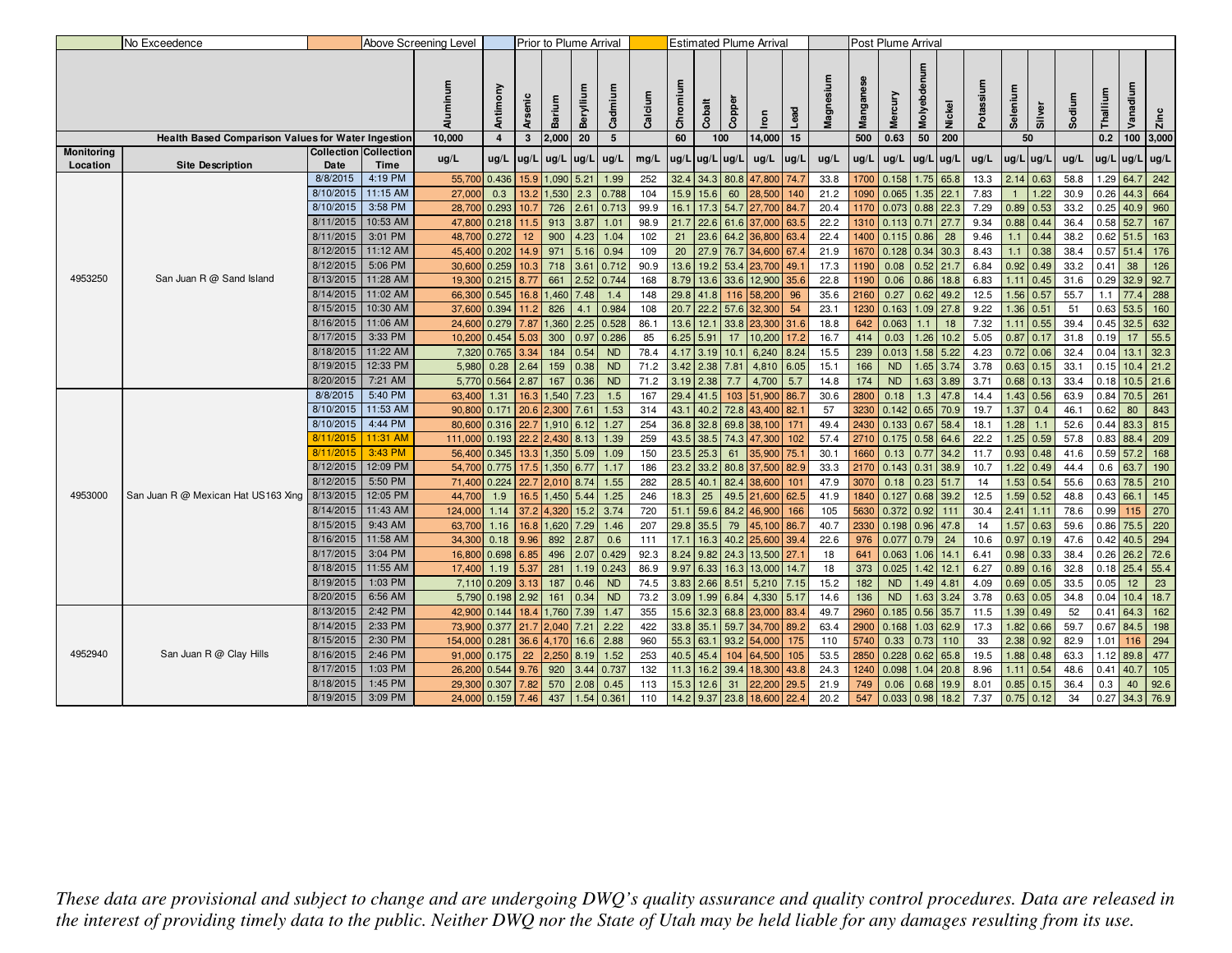| | No Exceedence | | Above Screening Level | | Prior to Plume Arrival | | Estimated Plume Arrival | | Post Plume Arrival | | | | | | | | | | | | | | | | | | | | | |
|---|---|---|---|---|---|---|---|---|---|---|---|---|---|---|---|---|---|---|---|---|---|---|---|---|---|---|---|---|---|---|
| | | | | Aluminum | Antimony | Arsenic | Barium | Beryllium | Cadmium | Calcium | Chromium | Cobalt | Copper | Iron | Lead | Magnesium | Manganese | Mercury | Molybdenum | Nickel | Potassium | Selenium | Silver | Sodium | Thallium | Vanadium | Zinc |
| | Health Based Comparison Values for Water Ingestion | | | 10,000 | 4 | 3 | 2,000 | 20 | 5 | | 60 | 100 | | 14,000 | 15 | | 500 | 0.63 | 50 | 200 | | 50 | | | 0.2 | 100 | 3,000 |
| Monitoring Location | Site Description | Collection Date | Collection Time | ug/L | ug/L | ug/L | ug/L | ug/L | ug/L | mg/L | ug/L | ug/L | ug/L | ug/L | ug/L | ug/L | ug/L | ug/L | ug/L | ug/L | ug/L | ug/L | ug/L | ug/L | ug/L | ug/L | ug/L |
| 4953250 | San Juan R @ Sand Island | 8/8/2015 | 4:19 PM | 55,700 | 0.436 | 15.9 | 1,090 | 5.21 | 1.99 | 252 | 32.4 | 34.3 | 80.8 | 47,800 | 74.7 | 33.8 | 1700 | 0.158 | 1.75 | 65.8 | 13.3 | 2.14 | 0.63 | 58.8 | 1.29 | 64.7 | 242 |
| | | 8/10/2015 | 11:15 AM | 27,000 | 0.3 | 13.2 | 1,530 | 2.3 | 0.788 | 104 | 15.9 | 15.6 | 60 | 28,500 | 140 | 21.2 | 1090 | 0.065 | 1.35 | 22.1 | 7.83 | 1 | 1.22 | 30.9 | 0.26 | 44.3 | 664 |
| | | 8/10/2015 | 3:58 PM | 28,700 | 0.293 | 10.7 | 726 | 2.61 | 0.713 | 99.9 | 16.1 | 17.3 | 54.7 | 27,700 | 84.7 | 20.4 | 1170 | 0.073 | 0.88 | 22.3 | 7.29 | 0.89 | 0.53 | 33.2 | 0.25 | 40.9 | 960 |
| | | 8/11/2015 | 10:53 AM | 47,800 | 0.218 | 11.5 | 913 | 3.87 | 1.01 | 98.9 | 21.7 | 22.6 | 61.6 | 37,000 | 63.5 | 22.2 | 1310 | 0.113 | 0.71 | 27.7 | 9.34 | 0.88 | 0.44 | 36.4 | 0.58 | 52.7 | 167 |
| | | 8/11/2015 | 3:01 PM | 48,700 | 0.272 | 12 | 900 | 4.23 | 1.04 | 102 | 21 | 23.6 | 64.2 | 36,800 | 63.4 | 22.4 | 1400 | 0.115 | 0.86 | 28 | 9.46 | 1.1 | 0.44 | 38.2 | 0.62 | 51.5 | 163 |
| | | 8/12/2015 | 11:12 AM | 45,400 | 0.202 | 14.9 | 971 | 5.16 | 0.94 | 109 | 20 | 27.9 | 76.7 | 34,600 | 67.4 | 21.9 | 1670 | 0.128 | 0.34 | 30.3 | 8.43 | 1.1 | 0.38 | 38.4 | 0.57 | 51.4 | 176 |
| | | 8/12/2015 | 5:06 PM | 30,600 | 0.259 | 10.3 | 718 | 3.61 | 0.712 | 90.9 | 13.6 | 19.2 | 53.4 | 23,700 | 49.1 | 17.3 | 1190 | 0.08 | 0.52 | 21.7 | 6.84 | 0.92 | 0.49 | 33.2 | 0.41 | 38 | 126 |
| | | 8/13/2015 | 11:28 AM | 19,300 | 0.215 | 8.77 | 661 | 2.52 | 0.744 | 168 | 8.79 | 13.6 | 33.6 | 12,900 | 35.6 | 22.8 | 1190 | 0.06 | 0.86 | 18.8 | 6.83 | 1.11 | 0.45 | 31.6 | 0.29 | 32.9 | 92.7 |
| | | 8/14/2015 | 11:02 AM | 66,300 | 0.545 | 16.8 | 1,460 | 7.48 | 1.4 | 148 | 29.8 | 41.8 | 116 | 58,200 | 96 | 35.6 | 2160 | 0.27 | 0.62 | 49.2 | 12.5 | 1.56 | 0.57 | 55.7 | 1.1 | 77.4 | 288 |
| | | 8/15/2015 | 10:30 AM | 37,600 | 0.394 | 11.2 | 826 | 4.1 | 0.984 | 108 | 20.7 | 22.2 | 57.6 | 32,300 | 54 | 23.1 | 1230 | 0.163 | 1.09 | 27.8 | 9.22 | 1.36 | 0.51 | 51 | 0.63 | 53.5 | 160 |
| | | 8/16/2015 | 11:06 AM | 24,600 | 0.279 | 7.87 | 1,360 | 2.25 | 0.528 | 86.1 | 13.6 | 12.1 | 33.8 | 23,300 | 31.6 | 18.8 | 642 | 0.063 | 1.1 | 18 | 7.32 | 1.11 | 0.55 | 39.4 | 0.45 | 32.5 | 632 |
| | | 8/17/2015 | 3:33 PM | 10,200 | 0.454 | 5.03 | 300 | 0.97 | 0.286 | 85 | 6.25 | 5.91 | 17 | 10,200 | 17.2 | 16.7 | 414 | 0.03 | 1.26 | 10.2 | 5.05 | 0.87 | 0.17 | 31.8 | 0.19 | 17 | 55.5 |
| | | 8/18/2015 | 11:22 AM | 7,320 | 0.765 | 3.34 | 184 | 0.54 | ND | 78.4 | 4.17 | 3.19 | 10.1 | 6,240 | 8.24 | 15.5 | 239 | 0.013 | 1.58 | 5.22 | 4.23 | 0.72 | 0.06 | 32.4 | 0.04 | 13.1 | 32.3 |
| | | 8/19/2015 | 12:33 PM | 5,980 | 0.28 | 2.64 | 159 | 0.38 | ND | 71.2 | 3.42 | 2.38 | 7.81 | 4,810 | 6.05 | 15.1 | 166 | ND | 1.65 | 3.74 | 3.78 | 0.63 | 0.15 | 33.1 | 0.15 | 10.4 | 21.2 |
| | | 8/20/2015 | 7:21 AM | 5,770 | 0.564 | 2.87 | 167 | 0.36 | ND | 71.2 | 3.19 | 2.38 | 7.7 | 4,700 | 5.7 | 14.8 | 174 | ND | 1.63 | 3.89 | 3.71 | 0.68 | 0.13 | 33.4 | 0.18 | 10.5 | 21.6 |
| 4953000 | San Juan R @ Mexican Hat US163 Xing | 8/8/2015 | 5:40 PM | 63,400 | 1.31 | 16.3 | 1,540 | 7.23 | 1.5 | 167 | 29.4 | 41.5 | 103 | 51,900 | 86.7 | 30.6 | 2800 | 0.18 | 1.3 | 47.8 | 14.4 | 1.43 | 0.56 | 63.9 | 0.84 | 70.5 | 261 |
| | | 8/10/2015 | 11:53 AM | 90,800 | 0.171 | 20.6 | 2,300 | 7.61 | 1.53 | 314 | 43.1 | 40.2 | 72.8 | 43,400 | 82.1 | 57 | 3230 | 0.142 | 0.65 | 70.9 | 19.7 | 1.37 | 0.4 | 46.1 | 0.62 | 80 | 843 |
| | | 8/10/2015 | 4:44 PM | 80,600 | 0.316 | 22.7 | 1,910 | 6.12 | 1.27 | 254 | 36.8 | 32.8 | 69.8 | 38,100 | 171 | 49.4 | 2430 | 0.133 | 0.67 | 58.4 | 18.1 | 1.28 | 1.1 | 52.6 | 0.44 | 83.3 | 815 |
| | | 8/11/2015 | 11:31 AM | 111,000 | 0.193 | 22.2 | 2,430 | 8.13 | 1.39 | 259 | 43.5 | 38.5 | 74.3 | 47,300 | 102 | 57.4 | 2710 | 0.175 | 0.58 | 64.6 | 22.2 | 1.25 | 0.59 | 57.8 | 0.83 | 88.4 | 209 |
| | | 8/11/2015 | 3:43 PM | 56,400 | 0.345 | 13.3 | 1,350 | 5.09 | 1.09 | 150 | 23.5 | 25.3 | 61 | 35,900 | 75.1 | 30.1 | 1660 | 0.13 | 0.77 | 34.2 | 11.7 | 0.93 | 0.48 | 41.6 | 0.59 | 57.2 | 168 |
| | | 8/12/2015 | 12:09 PM | 54,700 | 0.775 | 17.5 | 1,350 | 6.77 | 1.17 | 186 | 23.2 | 33.2 | 80.8 | 37,500 | 82.9 | 33.3 | 2170 | 0.143 | 0.31 | 38.9 | 10.7 | 1.22 | 0.49 | 44.4 | 0.6 | 63.7 | 190 |
| | | 8/12/2015 | 5:50 PM | 71,400 | 0.224 | 22.7 | 2,010 | 8.74 | 1.55 | 282 | 28.5 | 40.1 | 82.4 | 38,600 | 101 | 47.9 | 3070 | 0.18 | 0.23 | 51.7 | 14 | 1.53 | 0.54 | 55.6 | 0.63 | 78.5 | 210 |
| | | 8/13/2015 | 12:05 PM | 44,700 | 1.9 | 16.5 | 1,450 | 5.44 | 1.25 | 246 | 18.3 | 25 | 49.5 | 21,600 | 62.5 | 41.9 | 1840 | 0.127 | 0.68 | 39.2 | 12.5 | 1.59 | 0.52 | 48.8 | 0.43 | 66.1 | 145 |
| | | 8/14/2015 | 11:43 AM | 124,000 | 1.14 | 37.2 | 4,320 | 15.2 | 3.74 | 720 | 51.1 | 59.6 | 84.2 | 46,900 | 166 | 105 | 5630 | 0.372 | 0.92 | 111 | 30.4 | 2.41 | 1.11 | 78.6 | 0.99 | 115 | 270 |
| | | 8/15/2015 | 9:43 AM | 63,700 | 1.16 | 16.8 | 1,620 | 7.29 | 1.46 | 207 | 29.8 | 35.5 | 79 | 45,100 | 86.7 | 40.7 | 2330 | 0.198 | 0.96 | 47.8 | 14 | 1.57 | 0.63 | 59.6 | 0.86 | 75.5 | 220 |
| | | 8/16/2015 | 11:58 AM | 34,300 | 0.18 | 9.96 | 892 | 2.87 | 0.6 | 111 | 17.1 | 16.3 | 40.2 | 25,600 | 39.4 | 22.6 | 976 | 0.077 | 0.79 | 24 | 10.6 | 0.97 | 0.19 | 47.6 | 0.42 | 40.5 | 294 |
| | | 8/17/2015 | 3:04 PM | 16,800 | 0.698 | 6.85 | 496 | 2.07 | 0.429 | 92.3 | 8.24 | 9.82 | 24.3 | 13,500 | 27.1 | 18 | 641 | 0.063 | 1.06 | 14.1 | 6.41 | 0.98 | 0.33 | 38.4 | 0.26 | 26.2 | 72.6 |
| | | 8/18/2015 | 11:55 AM | 17,400 | 1.19 | 5.37 | 281 | 1.19 | 0.243 | 86.9 | 9.97 | 6.33 | 16.3 | 13,000 | 14.7 | 18 | 373 | 0.025 | 1.42 | 12.1 | 6.27 | 0.89 | 0.16 | 32.8 | 0.18 | 25.4 | 55.4 |
| | | 8/19/2015 | 1:03 PM | 7,110 | 0.209 | 3.13 | 187 | 0.46 | ND | 74.5 | 3.83 | 2.66 | 8.51 | 5,210 | 7.15 | 15.2 | 182 | ND | 1.49 | 4.81 | 4.09 | 0.69 | 0.05 | 33.5 | 0.05 | 12 | 23 |
| | | 8/20/2015 | 6:56 AM | 5,790 | 0.198 | 2.92 | 161 | 0.34 | ND | 73.2 | 3.09 | 1.99 | 6.84 | 4,330 | 5.17 | 14.6 | 136 | ND | 1.63 | 3.24 | 3.78 | 0.63 | 0.05 | 34.8 | 0.04 | 10.4 | 18.7 |
| 4952940 | San Juan R @ Clay Hills | 8/13/2015 | 2:42 PM | 42,900 | 0.144 | 18.4 | 1,760 | 7.39 | 1.47 | 355 | 15.6 | 32.3 | 68.8 | 23,000 | 83.4 | 49.7 | 2960 | 0.185 | 0.56 | 35.7 | 11.5 | 1.39 | 0.49 | 52 | 0.41 | 64.3 | 162 |
| | | 8/14/2015 | 2:33 PM | 73,900 | 0.377 | 21.7 | 2,040 | 7.21 | 2.22 | 422 | 33.8 | 35.1 | 59.7 | 34,700 | 89.2 | 63.4 | 2900 | 0.168 | 1.03 | 62.9 | 17.3 | 1.82 | 0.66 | 59.7 | 0.67 | 84.5 | 198 |
| | | 8/15/2015 | 2:30 PM | 154,000 | 0.281 | 36.6 | 4,170 | 16.6 | 2.88 | 960 | 55.3 | 63.1 | 93.2 | 54,000 | 175 | 110 | 5740 | 0.33 | 0.73 | 110 | 33 | 2.38 | 0.92 | 82.9 | 1.01 | 116 | 294 |
| | | 8/16/2015 | 2:46 PM | 91,000 | 0.175 | 22 | 2,250 | 8.19 | 1.52 | 253 | 40.5 | 45.4 | 104 | 64,500 | 105 | 53.5 | 2850 | 0.228 | 0.62 | 65.8 | 19.5 | 1.88 | 0.48 | 63.3 | 1.12 | 89.8 | 477 |
| | | 8/17/2015 | 1:03 PM | 26,200 | 0.544 | 9.76 | 920 | 3.44 | 0.737 | 132 | 11.3 | 16.2 | 39.4 | 18,300 | 43.8 | 24.3 | 1240 | 0.098 | 1.04 | 20.8 | 8.96 | 1.11 | 0.54 | 48.6 | 0.41 | 40.7 | 105 |
| | | 8/18/2015 | 1:45 PM | 29,300 | 0.307 | 7.82 | 570 | 2.08 | 0.45 | 113 | 15.3 | 12.6 | 31 | 22,200 | 29.5 | 21.9 | 749 | 0.06 | 0.68 | 19.9 | 8.01 | 0.85 | 0.15 | 36.4 | 0.3 | 40 | 92.6 |
| | | 8/19/2015 | 3:09 PM | 24,000 | 0.159 | 7.46 | 437 | 1.54 | 0.361 | 110 | 14.2 | 9.37 | 23.8 | 18,600 | 22.4 | 20.2 | 547 | 0.033 | 0.98 | 18.2 | 7.37 | 0.75 | 0.12 | 34 | 0.27 | 34.3 | 76.9 |

*These data are provisional and subject to change and are undergoing DWQ's quality assurance and quality control procedures. Data are released in the interest of providing timely data to the public. Neither DWQ nor the State of Utah may be held liable for any damages resulting from its use.*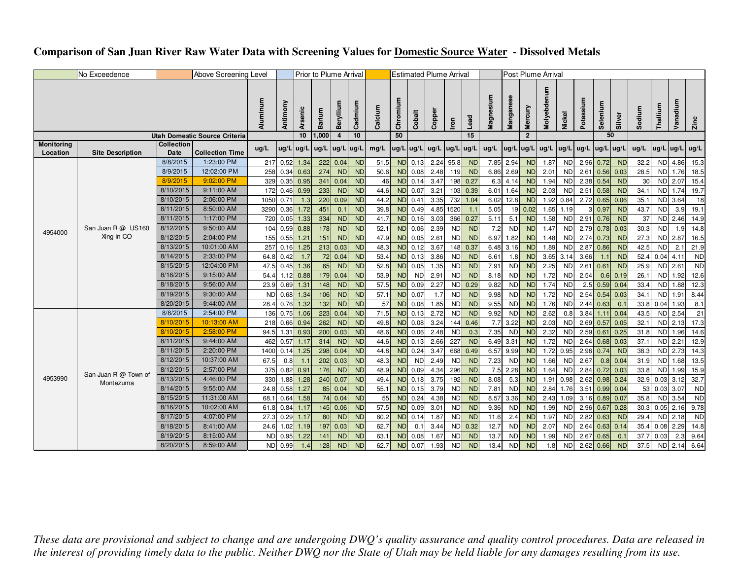# Comparison of San Juan River Raw Water Data with Screening Values for Domestic Source Water - Dissolved Metals

| | No Exceedence | | Above Screening Level | | Prior to Plume Arrival | | Estimated Plume Arrival | | Post Plume Arrival |
|---|---|---|---|---|---|---|---|---|---|

| Monitoring Location | Site Description | Collection Date | Collection Time | Aluminum | Antimony | Arsenic | Barium | Beryllium | Cadmium | Calcium | Chromium | Cobalt | Copper | Iron | Lead | Magnesium | Manganese | Mercury | Molybdenum | Nickel | Potassium | Selenium | Silver | Sodium | Thallium | Vanadium | Zinc |
|---|---|---|---|---|---|---|---|---|---|---|---|---|---|---|---|---|---|---|---|---|---|---|---|---|---|---|---|
| | | Utah Domestic Source Criteria | | | | 10 | 1,000 | 4 | 10 | | 50 | | | | 15 | | | 2 | | | | 50 | | | | | |
| | | | | ug/L | ug/L | ug/L | ug/L | ug/L | ug/L | mg/L | ug/L | ug/L | ug/L | ug/L | ug/L | ug/L | ug/L | ug/L | ug/L | ug/L | ug/L | ug/L | ug/L | ug/L | ug/L | ug/L | ug/L |
| 4954000 | San Juan R @ US160 Xing in CO | 8/8/2015 | 1:23:00 PM | 217 | 0.52 | 1.34 | 222 | 0.04 | ND | 51.5 | ND | 0.13 | 2.24 | 95.8 | ND | 7.85 | 2.94 | ND | 1.87 | ND | 2.96 | 0.72 | ND | 32.2 | ND | 4.86 | 15.3 |
| | | 8/9/2015 | 12:02:00 PM | 258 | 0.34 | 0.63 | 274 | ND | ND | 50.6 | ND | 0.08 | 2.48 | 119 | ND | 6.86 | 2.69 | ND | 2.01 | ND | 2.61 | 0.56 | 0.03 | 28.5 | ND | 1.76 | 18.5 |
| | | 8/9/2015 | 9:02:00 PM | 329 | 0.35 | 0.95 | 341 | 0.04 | ND | 46 | ND | 0.14 | 3.47 | 198 | 0.27 | 6.3 | 4.14 | ND | 1.94 | ND | 2.38 | 0.54 | ND | 30 | ND | 2.07 | 15.4 |
| | | 8/10/2015 | 9:11:00 AM | 172 | 0.46 | 0.99 | 233 | ND | ND | 44.6 | ND | 0.07 | 3.21 | 103 | 0.39 | 6.01 | 1.64 | ND | 2.03 | ND | 2.51 | 0.58 | ND | 34.1 | ND | 1.74 | 19.7 |
| | | 8/10/2015 | 2:06:00 PM | 1050 | 0.71 | 1.3 | 220 | 0.09 | ND | 44.2 | ND | 0.41 | 3.35 | 732 | 1.04 | 6.02 | 12.8 | ND | 1.92 | 0.84 | 2.72 | 0.65 | 0.06 | 35.1 | ND | 3.64 | 18 |
| | | 8/11/2015 | 8:50:00 AM | 3290 | 0.36 | 1.72 | 451 | 0.1 | ND | 39.8 | ND | 0.49 | 4.85 | 1520 | 1.1 | 5.05 | 19 | 0.02 | 1.65 | 1.19 | 3 | 0.97 | ND | 43.7 | ND | 3.9 | 19.1 |
| | | 8/11/2015 | 1:17:00 PM | 720 | 0.05 | 1.33 | 334 | ND | ND | 41.7 | ND | 0.16 | 3.03 | 366 | 0.27 | 5.11 | 5.1 | ND | 1.58 | ND | 2.91 | 0.76 | ND | 37 | ND | 2.46 | 14.9 |
| | | 8/12/2015 | 9:50:00 AM | 104 | 0.59 | 0.88 | 178 | ND | ND | 52.1 | ND | 0.06 | 2.39 | ND | ND | 7.2 | ND | ND | 1.47 | ND | 2.79 | 0.78 | 0.03 | 30.3 | ND | 1.9 | 14.8 |
| | | 8/12/2015 | 2:04:00 PM | 155 | 0.55 | 1.21 | 151 | ND | ND | 47.9 | ND | 0.05 | 2.61 | ND | ND | 6.97 | 1.82 | ND | 1.48 | ND | 2.74 | 0.73 | ND | 27.3 | ND | 2.87 | 16.5 |
| | | 8/13/2015 | 10:01:00 AM | 257 | 0.16 | 1.25 | 213 | 0.03 | ND | 48.3 | ND | 0.12 | 3.67 | 148 | 0.37 | 6.48 | 3.16 | ND | 1.89 | ND | 2.87 | 0.86 | ND | 42.5 | ND | 2.1 | 21.9 |
| | | 8/14/2015 | 2:33:00 PM | 64.8 | 0.42 | 1.7 | 72 | 0.04 | ND | 53.4 | ND | 0.13 | 3.86 | ND | ND | 6.61 | 1.8 | ND | 3.65 | 3.14 | 3.66 | 1.1 | ND | 52.4 | 0.04 | 4.11 | ND |
| | | 8/15/2015 | 12:04:00 PM | 47.5 | 0.45 | 1.36 | 65 | ND | ND | 52.8 | ND | 0.05 | 1.35 | ND | ND | 7.91 | ND | ND | 2.25 | ND | 2.61 | 0.61 | ND | 25.9 | ND | 2.61 | ND |
| | | 8/16/2015 | 9:15:00 AM | 54.4 | 1.12 | 0.88 | 179 | 0.04 | ND | 53.9 | ND | ND | 2.91 | ND | ND | 8.18 | ND | ND | 1.72 | ND | 2.54 | 0.6 | 0.19 | 26.1 | ND | 1.92 | 12.6 |
| | | 8/18/2015 | 9:56:00 AM | 23.9 | 0.69 | 1.31 | 148 | ND | ND | 57.5 | ND | 0.09 | 2.27 | ND | 0.29 | 9.82 | ND | ND | 1.74 | ND | 2.5 | 0.59 | 0.04 | 33.4 | ND | 1.88 | 12.3 |
| | | 8/19/2015 | 9:30:00 AM | ND | 0.68 | 1.34 | 106 | ND | ND | 57.1 | ND | 0.07 | 1.7 | ND | ND | 9.98 | ND | ND | 1.72 | ND | 2.54 | 0.54 | 0.03 | 34.1 | ND | 1.91 | 8.44 |
| | | 8/20/2015 | 9:44:00 AM | 28.4 | 0.76 | 1.32 | 132 | ND | ND | 57 | ND | 0.08 | 1.85 | ND | ND | 9.55 | ND | ND | 1.76 | ND | 2.44 | 0.63 | 0.1 | 33.8 | 0.04 | 1.93 | 8.1 |
| 4953990 | San Juan R @ Town of Montezuma | 8/8/2015 | 2:54:00 PM | 136 | 0.75 | 1.06 | 223 | 0.04 | ND | 71.5 | ND | 0.13 | 2.72 | ND | ND | 9.92 | ND | ND | 2.62 | 0.8 | 3.84 | 1.11 | 0.04 | 43.5 | ND | 2.54 | 21 |
| | | 8/10/2015 | 10:13:00 AM | 218 | 0.66 | 0.94 | 262 | ND | ND | 49.8 | ND | 0.08 | 3.24 | 144 | 0.46 | 7.7 | 3.22 | ND | 2.03 | ND | 2.69 | 0.57 | 0.05 | 32.1 | ND | 2.13 | 17.3 |
| | | 8/10/2015 | 2:58:00 PM | 94.5 | 1.31 | 0.93 | 200 | 0.03 | ND | 48.6 | ND | 0.06 | 2.48 | ND | 0.3 | 7.35 | ND | ND | 2.32 | ND | 2.59 | 0.61 | 0.25 | 31.8 | ND | 1.96 | 14.6 |
| | | 8/11/2015 | 9:44:00 AM | 462 | 0.57 | 1.17 | 314 | ND | ND | 44.6 | ND | 0.13 | 2.66 | 227 | ND | 6.49 | 3.31 | ND | 1.72 | ND | 2.64 | 0.68 | 0.03 | 37.1 | ND | 2.21 | 12.9 |
| | | 8/11/2015 | 2:20:00 PM | 1400 | 0.14 | 1.25 | 298 | 0.04 | ND | 44.8 | ND | 0.24 | 3.47 | 668 | 0.49 | 6.57 | 9.99 | ND | 1.72 | 0.95 | 2.96 | 0.74 | ND | 38.3 | ND | 2.73 | 14.3 |
| | | 8/12/2015 | 10:37:00 AM | 67.5 | 0.8 | 1.1 | 202 | 0.03 | ND | 48.3 | ND | ND | 2.49 | ND | ND | 7.23 | ND | ND | 1.66 | ND | 2.67 | 0.8 | 0.04 | 31.9 | ND | 1.68 | 13.5 |
| | | 8/12/2015 | 2:57:00 PM | 375 | 0.82 | 0.91 | 176 | ND | ND | 48.9 | ND | 0.09 | 4.34 | 296 | ND | 7.5 | 2.28 | ND | 1.64 | ND | 2.84 | 0.72 | 0.03 | 33.8 | ND | 1.99 | 15.9 |
| | | 8/13/2015 | 4:46:00 PM | 330 | 1.88 | 1.28 | 240 | 0.07 | ND | 49.4 | ND | 0.18 | 3.75 | 192 | ND | 8.08 | 5.3 | ND | 1.91 | 0.98 | 2.62 | 0.98 | 0.24 | 32.9 | 0.03 | 3.12 | 32.7 |
| | | 8/14/2015 | 9:55:00 AM | 24.8 | 0.58 | 1.27 | 85 | 0.04 | ND | 55.1 | ND | 0.15 | 3.79 | ND | ND | 7.81 | ND | ND | 2.84 | 1.76 | 3.51 | 0.99 | 0.04 | 53 | 0.03 | 3.07 | ND |
| | | 8/15/2015 | 11:31:00 AM | 68.1 | 0.64 | 1.58 | 74 | 0.04 | ND | 55 | ND | 0.24 | 4.38 | ND | ND | 8.57 | 3.36 | ND | 2.43 | 1.09 | 3.16 | 0.89 | 0.07 | 35.8 | ND | 3.54 | ND |
| | | 8/16/2015 | 10:02:00 AM | 61.8 | 0.84 | 1.17 | 145 | 0.06 | ND | 57.5 | ND | 0.09 | 3.01 | ND | ND | 9.36 | ND | ND | 1.99 | ND | 2.96 | 0.67 | 0.28 | 30.3 | 0.05 | 2.16 | 9.78 |
| | | 8/17/2015 | 4:07:00 PM | 27.3 | 0.29 | 1.17 | 80 | ND | ND | 60.2 | ND | 0.14 | 1.87 | ND | ND | 11.6 | 2.4 | ND | 1.97 | ND | 2.82 | 0.63 | ND | 29.4 | ND | 2.18 | ND |
| | | 8/18/2015 | 8:41:00 AM | 24.6 | 1.02 | 1.19 | 197 | 0.03 | ND | 62.7 | ND | 0.1 | 3.44 | ND | 0.32 | 12.7 | ND | ND | 2.07 | ND | 2.64 | 0.63 | 0.14 | 35.4 | 0.08 | 2.29 | 14.8 |
| | | 8/19/2015 | 8:15:00 AM | ND | 0.95 | 1.22 | 141 | ND | ND | 63.1 | ND | 0.08 | 1.67 | ND | ND | 13.7 | ND | ND | 1.99 | ND | 2.67 | 0.65 | 0.1 | 37.7 | 0.03 | 2.3 | 9.64 |
| | | 8/20/2015 | 8:59:00 AM | ND | 0.99 | 1.4 | 128 | ND | ND | 62.7 | ND | 0.07 | 1.93 | ND | ND | 13.4 | ND | ND | 1.8 | ND | 2.62 | 0.66 | ND | 37.5 | ND | 2.14 | 6.64 |

*These data are provisional and subject to change and are undergoing DWQ's quality assurance and quality control procedures. Data are released in the interest of providing timely data to the public. Neither DWQ nor the State of Utah may be held liable for any damages resulting from its use.*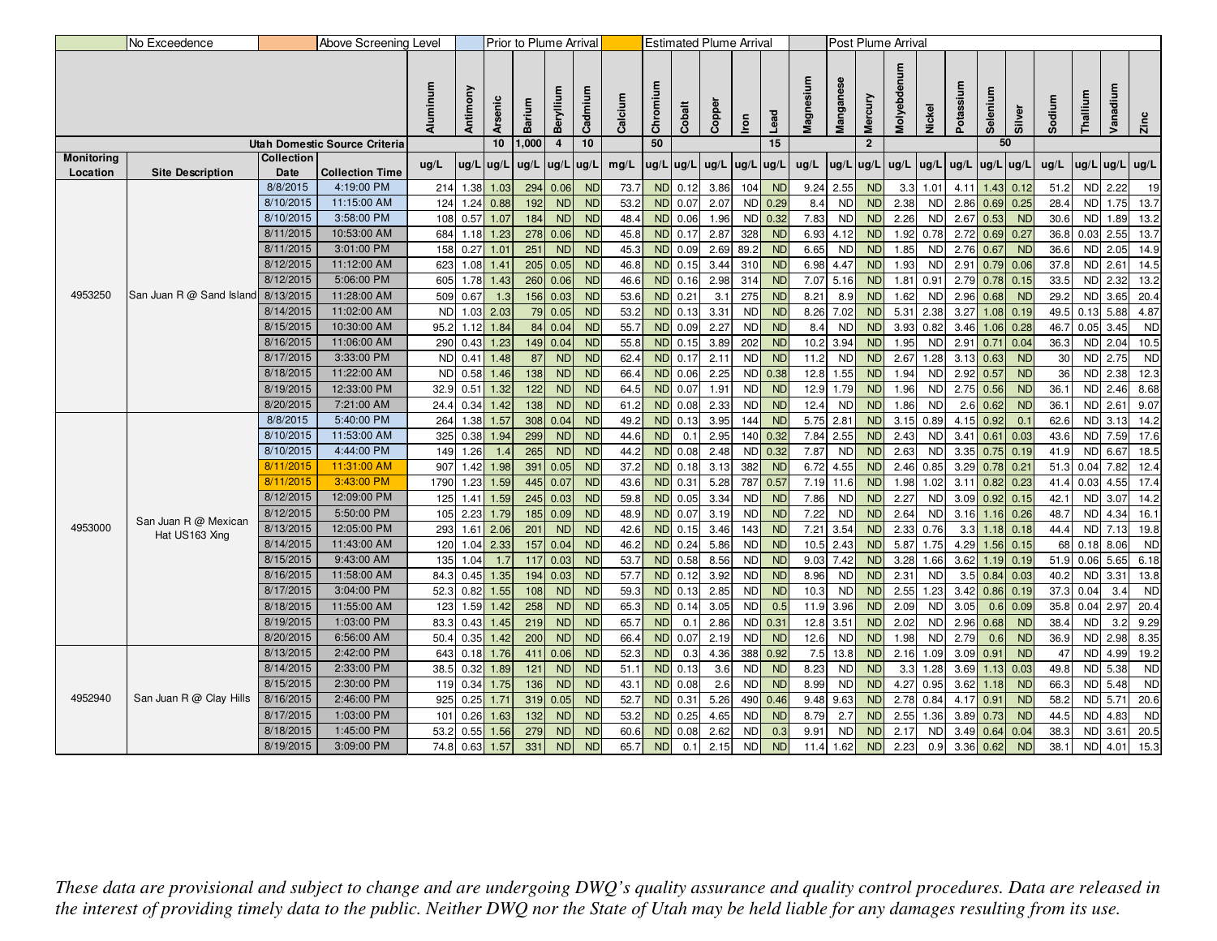| | No Exceedence | | Above Screening Level | | Prior to Plume Arrival | | Estimated Plume Arrival | | Post Plume Arrival | | | | | | | | | | | | | | | | | | | | | | | |
|---|---|---|---|---|---|---|---|---|---|---|---|---|---|---|---|---|---|---|---|---|---|---|---|---|---|---|---|---|---|---|---|---|
| | | | | Aluminum | Antimony | Arsenic | Barium | Beryllium | Cadmium | Calcium | Chromium | Cobalt | Copper | Iron | Lead | Magnesium | Manganese | Mercury | Molyebdenum | Nickel | Potassium | Selenium | Silver | Sodium | Thallium | Vanadium | Zinc |
| | | | Utah Domestic Source Criteria | | | 10 | 1,000 | 4 | 10 | | 50 | | | | 15 | | | 2 | | | | 50 | | | | | |
| Monitoring Location | Site Description | Collection Date | Collection Time | ug/L | ug/L | ug/L | ug/L | ug/L | ug/L | mg/L | ug/L | ug/L | ug/L | ug/L | ug/L | ug/L | ug/L | ug/L | ug/L | ug/L | ug/L | ug/L | ug/L | ug/L | ug/L | ug/L | ug/L |
| 4953250 | San Juan R @ Sand Island | 8/8/2015 | 4:19:00 PM | 214 | 1.38 | 1.03 | 294 | 0.06 | ND | 73.7 | ND | 0.12 | 3.86 | 104 | ND | 9.24 | 2.55 | ND | 3.3 | 1.01 | 4.11 | 1.43 | 0.12 | 51.2 | ND | 2.22 | 19 |
| | | 8/10/2015 | 11:15:00 AM | 124 | 1.24 | 0.88 | 192 | ND | ND | 53.2 | ND | 0.07 | 2.07 | ND | 0.29 | 8.4 | ND | ND | 2.38 | ND | 2.86 | 0.69 | 0.25 | 28.4 | ND | 1.75 | 13.7 |
| | | 8/10/2015 | 3:58:00 PM | 108 | 0.57 | 1.07 | 184 | ND | ND | 48.4 | ND | 0.06 | 1.96 | ND | 0.32 | 7.83 | ND | ND | 2.26 | ND | 2.67 | 0.53 | ND | 30.6 | ND | 1.89 | 13.2 |
| | | 8/11/2015 | 10:53:00 AM | 684 | 1.18 | 1.23 | 278 | 0.06 | ND | 45.8 | ND | 0.17 | 2.87 | 328 | ND | 6.93 | 4.12 | ND | 1.92 | 0.78 | 2.72 | 0.69 | 0.27 | 36.8 | 0.03 | 2.55 | 13.7 |
| | | 8/11/2015 | 3:01:00 PM | 158 | 0.27 | 1.01 | 251 | ND | ND | 45.3 | ND | 0.09 | 2.69 | 89.2 | ND | 6.65 | ND | ND | 1.85 | ND | 2.76 | 0.67 | ND | 36.6 | ND | 2.05 | 14.9 |
| | | 8/12/2015 | 11:12:00 AM | 623 | 1.08 | 1.41 | 205 | 0.05 | ND | 46.8 | ND | 0.15 | 3.44 | 310 | ND | 6.98 | 4.47 | ND | 1.93 | ND | 2.91 | 0.79 | 0.06 | 37.8 | ND | 2.61 | 14.5 |
| | | 8/12/2015 | 5:06:00 PM | 605 | 1.78 | 1.43 | 260 | 0.06 | ND | 46.6 | ND | 0.16 | 2.98 | 314 | ND | 7.07 | 5.16 | ND | 1.81 | 0.91 | 2.79 | 0.78 | 0.15 | 33.5 | ND | 2.32 | 13.2 |
| | | 8/13/2015 | 11:28:00 AM | 509 | 0.67 | 1.3 | 156 | 0.03 | ND | 53.6 | ND | 0.21 | 3.1 | 275 | ND | 8.21 | 8.9 | ND | 1.62 | ND | 2.96 | 0.68 | ND | 29.2 | ND | 3.65 | 20.4 |
| | | 8/14/2015 | 11:02:00 AM | ND | 1.03 | 2.03 | 79 | 0.05 | ND | 53.2 | ND | 0.13 | 3.31 | ND | ND | 8.26 | 7.02 | ND | 5.31 | 2.38 | 3.27 | 1.08 | 0.19 | 49.5 | 0.13 | 5.88 | 4.87 |
| | | 8/15/2015 | 10:30:00 AM | 95.2 | 1.12 | 1.84 | 84 | 0.04 | ND | 55.7 | ND | 0.09 | 2.27 | ND | ND | 8.4 | ND | ND | 3.93 | 0.82 | 3.46 | 1.06 | 0.28 | 46.7 | 0.05 | 3.45 | ND |
| | | 8/16/2015 | 11:06:00 AM | 290 | 0.43 | 1.23 | 149 | 0.04 | ND | 55.8 | ND | 0.15 | 3.89 | 202 | ND | 10.2 | 3.94 | ND | 1.95 | ND | 2.91 | 0.71 | 0.04 | 36.3 | ND | 2.04 | 10.5 |
| | | 8/17/2015 | 3:33:00 PM | ND | 0.41 | 1.48 | 87 | ND | ND | 62.4 | ND | 0.17 | 2.11 | ND | ND | 11.2 | ND | ND | 2.67 | 1.28 | 3.13 | 0.63 | ND | 30 | ND | 2.75 | ND |
| | | 8/18/2015 | 11:22:00 AM | ND | 0.58 | 1.46 | 138 | ND | ND | 66.4 | ND | 0.06 | 2.25 | ND | 0.38 | 12.8 | 1.55 | ND | 1.94 | ND | 2.92 | 0.57 | ND | 36 | ND | 2.38 | 12.3 |
| | | 8/19/2015 | 12:33:00 PM | 32.9 | 0.51 | 1.32 | 122 | ND | ND | 64.5 | ND | 0.07 | 1.91 | ND | ND | 12.9 | 1.79 | ND | 1.96 | ND | 2.75 | 0.56 | ND | 36.1 | ND | 2.46 | 8.68 |
| | | 8/20/2015 | 7:21:00 AM | 24.4 | 0.34 | 1.42 | 138 | ND | ND | 61.2 | ND | 0.08 | 2.33 | ND | ND | 12.4 | ND | ND | 1.86 | ND | 2.6 | 0.62 | ND | 36.1 | ND | 2.61 | 9.07 |
| 4953000 | San Juan R @ Mexican Hat US163 Xing | 8/8/2015 | 5:40:00 PM | 264 | 1.38 | 1.57 | 308 | 0.04 | ND | 49.2 | ND | 0.13 | 3.95 | 144 | ND | 5.75 | 2.81 | ND | 3.15 | 0.89 | 4.15 | 0.92 | 0.1 | 62.6 | ND | 3.13 | 14.2 |
| | | 8/10/2015 | 11:53:00 AM | 325 | 0.38 | 1.94 | 299 | ND | ND | 44.6 | ND | 0.1 | 2.95 | 140 | 0.32 | 7.84 | 2.55 | ND | 2.43 | ND | 3.41 | 0.61 | 0.03 | 43.6 | ND | 7.59 | 17.6 |
| | | 8/10/2015 | 4:44:00 PM | 149 | 1.26 | 1.4 | 265 | ND | ND | 44.2 | ND | 0.08 | 2.48 | ND | 0.32 | 7.87 | ND | ND | 2.63 | ND | 3.35 | 0.75 | 0.19 | 41.9 | ND | 6.67 | 18.5 |
| | | 8/11/2015 | 11:31:00 AM | 907 | 1.42 | 1.98 | 391 | 0.05 | ND | 37.2 | ND | 0.18 | 3.13 | 382 | ND | 6.72 | 4.55 | ND | 2.46 | 0.85 | 3.29 | 0.78 | 0.21 | 51.3 | 0.04 | 7.82 | 12.4 |
| | | 8/11/2015 | 3:43:00 PM | 1790 | 1.23 | 1.59 | 445 | 0.07 | ND | 43.6 | ND | 0.31 | 5.28 | 787 | 0.57 | 7.19 | 11.6 | ND | 1.98 | 1.02 | 3.11 | 0.82 | 0.23 | 41.4 | 0.03 | 4.55 | 17.4 |
| | | 8/12/2015 | 12:09:00 PM | 125 | 1.41 | 1.59 | 245 | 0.03 | ND | 59.8 | ND | 0.05 | 3.34 | ND | ND | 7.86 | ND | ND | 2.27 | ND | 3.09 | 0.92 | 0.15 | 42.1 | ND | 3.07 | 14.2 |
| | | 8/12/2015 | 5:50:00 PM | 105 | 2.23 | 1.79 | 185 | 0.09 | ND | 48.9 | ND | 0.07 | 3.19 | ND | ND | 7.22 | ND | ND | 2.64 | ND | 3.16 | 1.16 | 0.26 | 48.7 | ND | 4.34 | 16.1 |
| | | 8/13/2015 | 12:05:00 PM | 293 | 1.61 | 2.06 | 201 | ND | ND | 42.6 | ND | 0.15 | 3.46 | 143 | ND | 7.21 | 3.54 | ND | 2.33 | 0.76 | 3.3 | 1.18 | 0.18 | 44.4 | ND | 7.13 | 19.8 |
| | | 8/14/2015 | 11:43:00 AM | 120 | 1.04 | 2.33 | 157 | 0.04 | ND | 46.2 | ND | 0.24 | 5.86 | ND | ND | 10.5 | 2.43 | ND | 5.87 | 1.75 | 4.29 | 1.56 | 0.15 | 68 | 0.18 | 8.06 | ND |
| | | 8/15/2015 | 9:43:00 AM | 135 | 1.04 | 1.7 | 117 | 0.03 | ND | 53.7 | ND | 0.58 | 8.56 | ND | ND | 9.03 | 7.42 | ND | 3.28 | 1.66 | 3.62 | 1.19 | 0.19 | 51.9 | 0.06 | 5.65 | 6.18 |
| | | 8/16/2015 | 11:58:00 AM | 84.3 | 0.45 | 1.35 | 194 | 0.03 | ND | 57.7 | ND | 0.12 | 3.92 | ND | ND | 8.96 | ND | ND | 2.31 | ND | 3.5 | 0.84 | 0.03 | 40.2 | ND | 3.31 | 13.8 |
| | | 8/17/2015 | 3:04:00 PM | 52.3 | 0.82 | 1.55 | 108 | ND | ND | 59.3 | ND | 0.13 | 2.85 | ND | ND | 10.3 | ND | ND | 2.55 | 1.23 | 3.42 | 0.86 | 0.19 | 37.3 | 0.04 | 3.4 | ND |
| | | 8/18/2015 | 11:55:00 AM | 123 | 1.59 | 1.42 | 258 | ND | ND | 65.3 | ND | 0.14 | 3.05 | ND | 0.5 | 11.9 | 3.96 | ND | 2.09 | ND | 3.05 | 0.6 | 0.09 | 35.8 | 0.04 | 2.97 | 20.4 |
| | | 8/19/2015 | 1:03:00 PM | 83.3 | 0.43 | 1.45 | 219 | ND | ND | 65.7 | ND | 0.1 | 2.86 | ND | 0.31 | 12.8 | 3.51 | ND | 2.02 | ND | 2.96 | 0.68 | ND | 38.4 | ND | 3.2 | 9.29 |
| | | 8/20/2015 | 6:56:00 AM | 50.4 | 0.35 | 1.42 | 200 | ND | ND | 66.4 | ND | 0.07 | 2.19 | ND | ND | 12.6 | ND | ND | 1.98 | ND | 2.79 | 0.6 | ND | 36.9 | ND | 2.98 | 8.35 |
| 4952940 | San Juan R @ Clay Hills | 8/13/2015 | 2:42:00 PM | 643 | 0.18 | 1.76 | 411 | 0.06 | ND | 52.3 | ND | 0.3 | 4.36 | 388 | 0.92 | 7.5 | 13.8 | ND | 2.16 | 1.09 | 3.09 | 0.91 | ND | 47 | ND | 4.99 | 19.2 |
| | | 8/14/2015 | 2:33:00 PM | 38.5 | 0.32 | 1.89 | 121 | ND | ND | 51.1 | ND | 0.13 | 3.6 | ND | ND | 8.23 | ND | ND | 3.3 | 1.28 | 3.69 | 1.13 | 0.03 | 49.8 | ND | 5.38 | ND |
| | | 8/15/2015 | 2:30:00 PM | 119 | 0.34 | 1.75 | 136 | ND | ND | 43.1 | ND | 0.08 | 2.6 | ND | ND | 8.99 | ND | ND | 4.27 | 0.95 | 3.62 | 1.18 | ND | 66.3 | ND | 5.48 | ND |
| | | 8/16/2015 | 2:46:00 PM | 925 | 0.25 | 1.71 | 319 | 0.05 | ND | 52.7 | ND | 0.31 | 5.26 | 490 | 0.46 | 9.48 | 9.63 | ND | 2.78 | 0.84 | 4.17 | 0.91 | ND | 58.2 | ND | 5.71 | 20.6 |
| | | 8/17/2015 | 1:03:00 PM | 101 | 0.26 | 1.63 | 132 | ND | ND | 53.2 | ND | 0.25 | 4.65 | ND | ND | 8.79 | 2.7 | ND | 2.55 | 1.36 | 3.89 | 0.73 | ND | 44.5 | ND | 4.83 | ND |
| | | 8/18/2015 | 1:45:00 PM | 53.2 | 0.55 | 1.56 | 279 | ND | ND | 60.6 | ND | 0.08 | 2.62 | ND | 0.3 | 9.91 | ND | ND | 2.17 | ND | 3.49 | 0.64 | 0.04 | 38.3 | ND | 3.61 | 20.5 |
| | | 8/19/2015 | 3:09:00 PM | 74.8 | 0.63 | 1.57 | 331 | ND | ND | 65.7 | ND | 0.1 | 2.15 | ND | ND | 11.4 | 1.62 | ND | 2.23 | 0.9 | 3.36 | 0.62 | ND | 38.1 | ND | 4.01 | 15.3 |

*These data are provisional and subject to change and are undergoing DWQ's quality assurance and quality control procedures. Data are released in the interest of providing timely data to the public. Neither DWQ nor the State of Utah may be held liable for any damages resulting from its use.*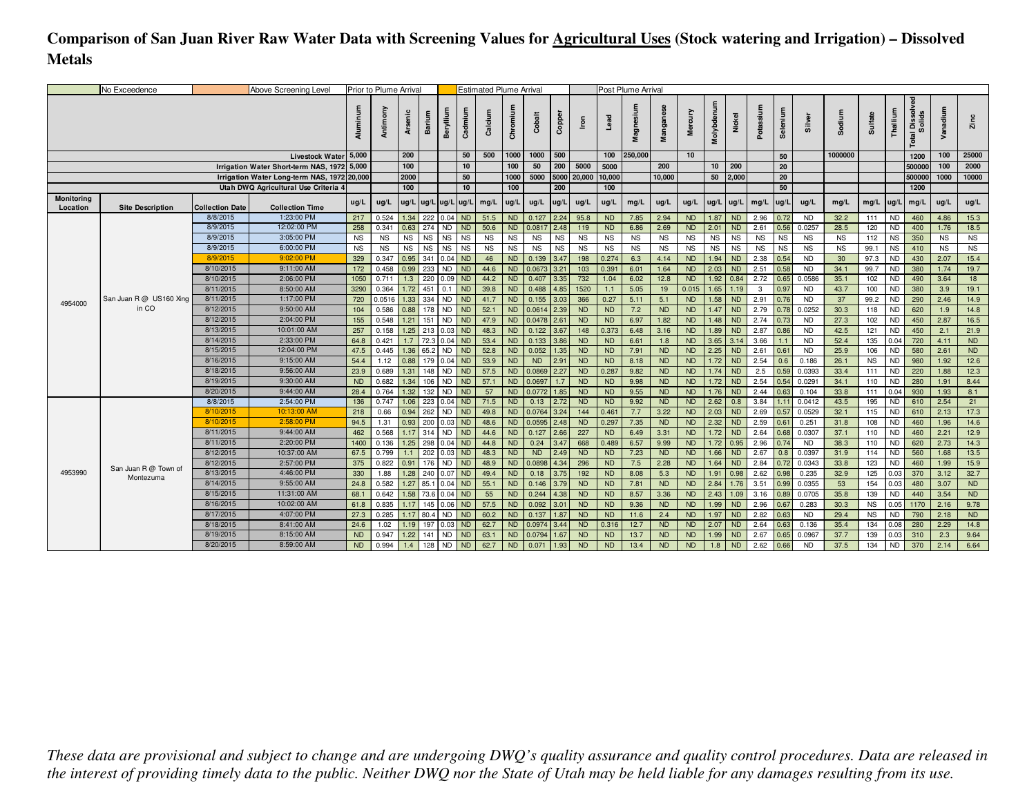# Comparison of San Juan River Raw Water Data with Screening Values for Agricultural Uses (Stock watering and Irrigation) – Dissolved Metals

| | No Exceedence | | Above Screening Level | Prior to Plume Arrival | | | Estimated Plume Arrival | | | | Post Plume Arrival |
|---|---|---|---|---|---|---|---|---|---|---|---|

| Monitoring Location | Site Description | Collection Date | Collection Time | Aluminum | Antimony | Arsenic | Barium | Beryllium | Cadmium | Calcium | Chromium | Cobalt | Copper | Iron | Lead | Magnesium | Manganese | Mercury | Molybdenum | Nickel | Potassium | Selenium | Silver | Sodium | Sulfate | Thallium | Total Dissolved Solids | Vanadium | Zinc |
|---|---|---|---|---|---|---|---|---|---|---|---|---|---|---|---|---|---|---|---|---|---|---|---|---|---|---|---|---|---|
| | | | Livestock Water | 5,000 | | 200 | | | 50 | 500 | 1000 | 1000 | 500 | | 100 | 250,000 | | 10 | | | | 50 | | 1000000 | | | 1200 | 100 | 25000 |
| | | | Irrigation Water Short-term NAS, 1972 | 5,000 | | 100 | | | 10 | | 100 | 50 | 200 | 5000 | 5000 | | 200 | | 10 | 200 | | 20 | | | | | 500000 | 100 | 2000 |
| | | | Irrigation Water Long-term NAS, 1972 | 20,000 | | 2000 | | | 50 | | 1000 | 5000 | 5000 | 20,000 | 10,000 | | 10,000 | | 50 | 2,000 | | 20 | | | | | 500000 | 1000 | 10000 |
| | | | Utah DWQ Agricultural Use Criteria 4 | | | 100 | | | 10 | | 100 | | 200 | | 100 | | | | | | | 50 | | | | | 1200 | | |
| | | | | ug/L | ug/L | ug/L | ug/L | ug/L | ug/L | mg/L | ug/L | ug/L | ug/L | ug/L | ug/L | mg/L | ug/L | ug/L | ug/L | ug/L | mg/L | ug/L | ug/L | mg/L | mg/L | ug/L | mg/L | ug/L | ug/L |
| 4954000 | San Juan R @ US160 Xing in CO | 8/8/2015 | 1:23:00 PM | 217 | 0.524 | 1.34 | 222 | 0.04 | ND | 51.5 | ND | 0.127 | 2.24 | 95.8 | ND | 7.85 | 2.94 | ND | 1.87 | ND | 2.96 | 0.72 | ND | 32.2 | 111 | ND | 460 | 4.86 | 15.3 |
| | | 8/9/2015 | 12:02:00 PM | 258 | 0.341 | 0.63 | 274 | ND | ND | 50.6 | ND | 0.0817 | 2.48 | 119 | ND | 6.86 | 2.69 | ND | 2.01 | ND | 2.61 | 0.56 | 0.0257 | 28.5 | 120 | ND | 400 | 1.76 | 18.5 |
| | | 8/9/2015 | 3:05:00 PM | NS | NS | NS | NS | NS | NS | NS | NS | NS | NS | NS | NS | NS | NS | NS | NS | NS | NS | NS | NS | NS | 112 | NS | 350 | NS | NS |
| | | 8/9/2015 | 6:00:00 PM | NS | NS | NS | NS | NS | NS | NS | NS | NS | NS | NS | NS | NS | NS | NS | NS | NS | NS | NS | NS | NS | 99.1 | NS | 410 | NS | NS |
| | | 8/9/2015 | 9:02:00 PM | 329 | 0.347 | 0.95 | 341 | 0.04 | ND | 46 | ND | 0.139 | 3.47 | 198 | 0.274 | 6.3 | 4.14 | ND | 1.94 | ND | 2.38 | 0.54 | ND | 30 | 97.3 | ND | 430 | 2.07 | 15.4 |
| | | 8/10/2015 | 9:11:00 AM | 172 | 0.458 | 0.99 | 233 | ND | ND | 44.6 | ND | 0.0673 | 3.21 | 103 | 0.391 | 6.01 | 1.64 | ND | 2.03 | ND | 2.51 | 0.58 | ND | 34.1 | 99.7 | ND | 380 | 1.74 | 19.7 |
| | | 8/10/2015 | 2:06:00 PM | 1050 | 0.711 | 1.3 | 220 | 0.09 | ND | 44.2 | ND | 0.407 | 3.35 | 732 | 1.04 | 6.02 | 12.8 | ND | 1.92 | 0.84 | 2.72 | 0.65 | 0.0586 | 35.1 | 102 | ND | 490 | 3.64 | 18 |
| | | 8/11/2015 | 8:50:00 AM | 3290 | 0.364 | 1.72 | 451 | 0.1 | ND | 39.8 | ND | 0.488 | 4.85 | 1520 | 1.1 | 5.05 | 19 | 0.015 | 1.65 | 1.19 | 3 | 0.97 | ND | 43.7 | 100 | ND | 380 | 3.9 | 19.1 |
| | | 8/11/2015 | 1:17:00 PM | 720 | 0.0516 | 1.33 | 334 | ND | ND | 41.7 | ND | 0.155 | 3.03 | 366 | 0.27 | 5.11 | 5.1 | ND | 1.58 | ND | 2.91 | 0.76 | ND | 37 | 99.2 | ND | 290 | 2.46 | 14.9 |
| | | 8/12/2015 | 9:50:00 AM | 104 | 0.586 | 0.88 | 178 | ND | ND | 52.1 | ND | 0.0614 | 2.39 | ND | ND | 7.2 | ND | ND | 1.47 | ND | 2.79 | 0.78 | 0.0252 | 30.3 | 118 | ND | 620 | 1.9 | 14.8 |
| | | 8/12/2015 | 2:04:00 PM | 155 | 0.548 | 1.21 | 151 | ND | ND | 47.9 | ND | 0.0478 | 2.61 | ND | ND | 6.97 | 1.82 | ND | 1.48 | ND | 2.74 | 0.73 | ND | 27.3 | 102 | ND | 450 | 2.87 | 16.5 |
| | | 8/13/2015 | 10:01:00 AM | 257 | 0.158 | 1.25 | 213 | 0.03 | ND | 48.3 | ND | 0.122 | 3.67 | 148 | 0.373 | 6.48 | 3.16 | ND | 1.89 | ND | 2.87 | 0.86 | ND | 42.5 | 121 | ND | 450 | 2.1 | 21.9 |
| | | 8/14/2015 | 2:33:00 PM | 64.8 | 0.421 | 1.7 | 72.3 | 0.04 | ND | 53.4 | ND | 0.133 | 3.86 | ND | ND | 6.61 | 1.8 | ND | 3.65 | 3.14 | 3.66 | 1.1 | ND | 52.4 | 135 | 0.04 | 720 | 4.11 | ND |
| | | 8/15/2015 | 12:04:00 PM | 47.5 | 0.445 | 1.36 | 65.2 | ND | ND | 52.8 | ND | 0.052 | 1.35 | ND | ND | 7.91 | ND | ND | 2.25 | ND | 2.61 | 0.61 | ND | 25.9 | 106 | ND | 580 | 2.61 | ND |
| | | 8/16/2015 | 9:15:00 AM | 54.4 | 1.12 | 0.88 | 179 | 0.04 | ND | 53.9 | ND | ND | 2.91 | ND | ND | 8.18 | ND | ND | 1.72 | ND | 2.54 | 0.6 | 0.186 | 26.1 | NS | ND | 980 | 1.92 | 12.6 |
| | | 8/18/2015 | 9:56:00 AM | 23.9 | 0.689 | 1.31 | 148 | ND | ND | 57.5 | ND | 0.0869 | 2.27 | ND | 0.287 | 9.82 | ND | ND | 1.74 | ND | 2.5 | 0.59 | 0.0393 | 33.4 | 111 | ND | 220 | 1.88 | 12.3 |
| | | 8/19/2015 | 9:30:00 AM | ND | 0.682 | 1.34 | 106 | ND | ND | 57.1 | ND | 0.0697 | 1.7 | ND | ND | 9.98 | ND | ND | 1.72 | ND | 2.54 | 0.54 | 0.0291 | 34.1 | 110 | ND | 280 | 1.91 | 8.44 |
| | | 8/20/2015 | 9:44:00 AM | 28.4 | 0.764 | 1.32 | 132 | ND | ND | 57 | ND | 0.0772 | 1.85 | ND | ND | 9.55 | ND | ND | 1.76 | ND | 2.44 | 0.63 | 0.104 | 33.8 | 111 | 0.04 | 930 | 1.93 | 8.1 |
| 4953990 | San Juan R @ Town of Montezuma | 8/8/2015 | 2:54:00 PM | 136 | 0.747 | 1.06 | 223 | 0.04 | ND | 71.5 | ND | 0.13 | 2.72 | ND | ND | 9.92 | ND | ND | 2.62 | 0.8 | 3.84 | 1.11 | 0.0412 | 43.5 | 195 | ND | 610 | 2.54 | 21 |
| | | 8/10/2015 | 10:13:00 AM | 218 | 0.66 | 0.94 | 262 | ND | ND | 49.8 | ND | 0.0764 | 3.24 | 144 | 0.461 | 7.7 | 3.22 | ND | 2.03 | ND | 2.69 | 0.57 | 0.0529 | 32.1 | 115 | ND | 610 | 2.13 | 17.3 |
| | | 8/10/2015 | 2:58:00 PM | 94.5 | 1.31 | 0.93 | 200 | 0.03 | ND | 48.6 | ND | 0.0595 | 2.48 | ND | 0.297 | 7.35 | ND | ND | 2.32 | ND | 2.59 | 0.61 | 0.251 | 31.8 | 108 | ND | 460 | 1.96 | 14.6 |
| | | 8/11/2015 | 9:44:00 AM | 462 | 0.568 | 1.17 | 314 | ND | ND | 44.6 | ND | 0.127 | 2.66 | 227 | ND | 6.49 | 3.31 | ND | 1.72 | ND | 2.64 | 0.68 | 0.0307 | 37.1 | 110 | ND | 460 | 2.21 | 12.9 |
| | | 8/11/2015 | 2:20:00 PM | 1400 | 0.136 | 1.25 | 298 | 0.04 | ND | 44.8 | ND | 0.24 | 3.47 | 668 | 0.489 | 6.57 | 9.99 | ND | 1.72 | 0.95 | 2.96 | 0.74 | ND | 38.3 | 110 | ND | 620 | 2.73 | 14.3 |
| | | 8/12/2015 | 10:37:00 AM | 67.5 | 0.799 | 1.1 | 202 | 0.03 | ND | 48.3 | ND | ND | 2.49 | ND | ND | 7.23 | ND | ND | 1.66 | ND | 2.67 | 0.8 | 0.0397 | 31.9 | 114 | ND | 560 | 1.68 | 13.5 |
| | | 8/12/2015 | 2:57:00 PM | 375 | 0.822 | 0.91 | 176 | ND | ND | 48.9 | ND | 0.0898 | 4.34 | 296 | ND | 7.5 | 2.28 | ND | 1.64 | ND | 2.84 | 0.72 | 0.0343 | 33.8 | 123 | ND | 460 | 1.99 | 15.9 |
| | | 8/13/2015 | 4:46:00 PM | 330 | 1.88 | 1.28 | 240 | 0.07 | ND | 49.4 | ND | 0.18 | 3.75 | 192 | ND | 8.08 | 5.3 | ND | 1.91 | 0.98 | 2.62 | 0.98 | 0.235 | 32.9 | 125 | 0.03 | 370 | 3.12 | 32.7 |
| | | 8/14/2015 | 9:55:00 AM | 24.8 | 0.582 | 1.27 | 85.1 | 0.04 | ND | 55.1 | ND | 0.146 | 3.79 | ND | ND | 7.81 | ND | ND | 2.84 | 1.76 | 3.51 | 0.99 | 0.0355 | 53 | 154 | 0.03 | 480 | 3.07 | ND |
| | | 8/15/2015 | 11:31:00 AM | 68.1 | 0.642 | 1.58 | 73.6 | 0.04 | ND | 55 | ND | 0.244 | 4.38 | ND | ND | 8.57 | 3.36 | ND | 2.43 | 1.09 | 3.16 | 0.89 | 0.0705 | 35.8 | 139 | ND | 440 | 3.54 | ND |
| | | 8/16/2015 | 10:02:00 AM | 61.8 | 0.835 | 1.17 | 145 | 0.06 | ND | 57.5 | ND | 0.092 | 3.01 | ND | ND | 9.36 | ND | ND | 1.99 | ND | 2.96 | 0.67 | 0.283 | 30.3 | NS | 0.05 | 1170 | 2.16 | 9.78 |
| | | 8/17/2015 | 4:07:00 PM | 27.3 | 0.285 | 1.17 | 80.4 | ND | ND | 60.2 | ND | 0.137 | 1.87 | ND | ND | 11.6 | 2.4 | ND | 1.97 | ND | 2.82 | 0.63 | ND | 29.4 | NS | ND | 790 | 2.18 | ND |
| | | 8/18/2015 | 8:41:00 AM | 24.6 | 1.02 | 1.19 | 197 | 0.03 | ND | 62.7 | ND | 0.0974 | 3.44 | ND | 0.316 | 12.7 | ND | ND | 2.07 | ND | 2.64 | 0.63 | 0.136 | 35.4 | 134 | 0.08 | 280 | 2.29 | 14.8 |
| | | 8/19/2015 | 8:15:00 AM | ND | 0.947 | 1.22 | 141 | ND | ND | 63.1 | ND | 0.0794 | 1.67 | ND | ND | 13.7 | ND | ND | 1.99 | ND | 2.67 | 0.65 | 0.0967 | 37.7 | 139 | 0.03 | 310 | 2.3 | 9.64 |
| | | 8/20/2015 | 8:59:00 AM | ND | 0.994 | 1.4 | 128 | ND | ND | 62.7 | ND | 0.071 | 1.93 | ND | ND | 13.4 | ND | ND | 1.8 | ND | 2.62 | 0.66 | ND | 37.5 | 134 | ND | 370 | 2.14 | 6.64 |

*These data are provisional and subject to change and are undergoing DWQ's quality assurance and quality control procedures. Data are released in the interest of providing timely data to the public. Neither DWQ nor the State of Utah may be held liable for any damages resulting from its use.*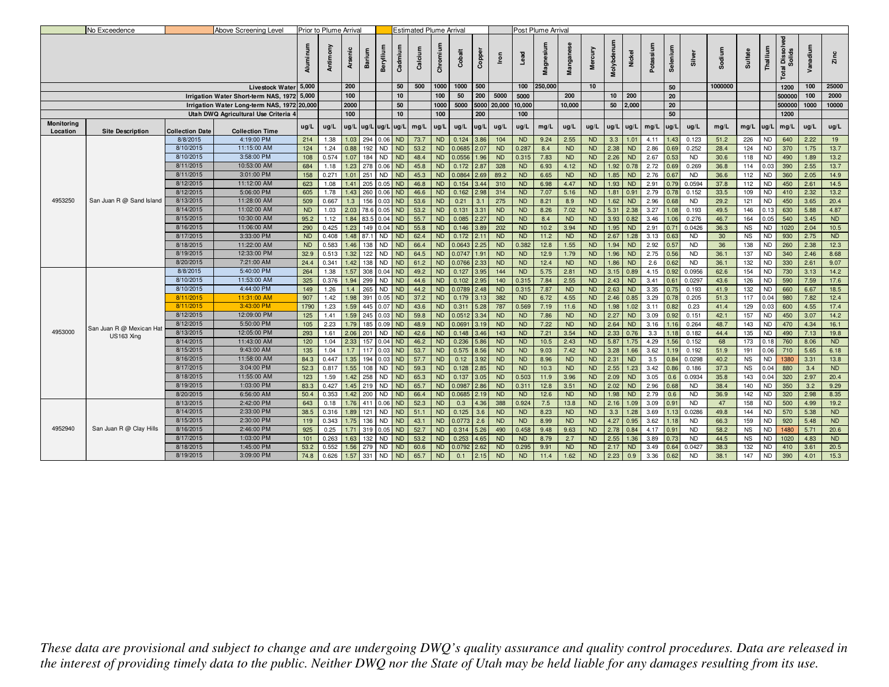| No Exceedence | Above Screening Level | Prior to Plume Arrival | Estimated Plume Arrival | Post Plume Arrival |
|---|---|---|---|---|

| Monitoring Location | Site Description | Collection Date | Collection Time | Aluminum | Antimony | Arsenic | Barium | Beryllium | Cadmium | Calcium | Chromium | Cobalt | Copper | Iron | Lead | Magnesium | Manganese | Mercury | Molybdenum | Nickel | Potassium | Selenium | Silver | Sodium | Sulfate | Thallium | Total Dissolved Solids | Vanadium | Zinc |
|---|---|---|---|---|---|---|---|---|---|---|---|---|---|---|---|---|---|---|---|---|---|---|---|---|---|---|---|---|---|
| | | | Livestock Water | 5,000 | | 200 | | | 50 | 500 | 1000 | 1000 | 500 | | 100 | 250,000 | | 10 | | | | 50 | | 1000000 | | | 1200 | 100 | 25000 |
| | | | Irrigation Water Short-term NAS, 1972 | 5,000 | | 100 | | | 10 | | 100 | 50 | 200 | 5000 | 5000 | | 200 | | 10 | 200 | | 20 | | | | | 500000 | 100 | 2000 |
| | | | Irrigation Water Long-term NAS, 1972 | 20,000 | | 2000 | | | 50 | | 1000 | 5000 | 5000 | 20,000 | 10,000 | | 10,000 | | 50 | 2,000 | | 20 | | | | | 500000 | 1000 | 10000 |
| | | | Utah DWQ Agricultural Use Criteria 4 | | | 100 | | | 10 | | 100 | | 200 | | 100 | | | | | | | 50 | | | | | 1200 | | |
| Monitoring Location | Site Description | Collection Date | Collection Time | ug/L | ug/L | ug/L | ug/L | ug/L | ug/L | mg/L | ug/L | ug/L | ug/L | ug/L | ug/L | mg/L | ug/L | ug/L | ug/L | ug/L | mg/L | ug/L | ug/L | mg/L | mg/L | ug/L | mg/L | ug/L | ug/L |
| 4953250 | San Juan R @ Sand Island | 8/8/2015 | 4:19:00 PM | 214 | 1.38 | 1.03 | 294 | 0.06 | ND | 73.7 | ND | 0.124 | 3.86 | 104 | ND | 9.24 | 2.55 | ND | 3.3 | 1.01 | 4.11 | 1.43 | 0.123 | 51.2 | 226 | ND | 640 | 2.22 | 19 |
| | | 8/10/2015 | 11:15:00 AM | 124 | 1.24 | 0.88 | 192 | ND | ND | 53.2 | ND | 0.0685 | 2.07 | ND | 0.287 | 8.4 | ND | ND | 2.38 | ND | 2.86 | 0.69 | 0.252 | 28.4 | 124 | ND | 370 | 1.75 | 13.7 |
| | | 8/10/2015 | 3:58:00 PM | 108 | 0.574 | 1.07 | 184 | ND | ND | 48.4 | ND | 0.0556 | 1.96 | ND | 0.315 | 7.83 | ND | ND | 2.26 | ND | 2.67 | 0.53 | ND | 30.6 | 118 | ND | 490 | 1.89 | 13.2 |
| | | 8/11/2015 | 10:53:00 AM | 684 | 1.18 | 1.23 | 278 | 0.06 | ND | 45.8 | ND | 0.172 | 2.87 | 328 | ND | 6.93 | 4.12 | ND | 1.92 | 0.78 | 2.72 | 0.69 | 0.269 | 36.8 | 114 | 0.03 | 390 | 2.55 | 13.7 |
| | | 8/11/2015 | 3:01:00 PM | 158 | 0.271 | 1.01 | 251 | ND | ND | 45.3 | ND | 0.0864 | 2.69 | 89.2 | ND | 6.65 | ND | ND | 1.85 | ND | 2.76 | 0.67 | ND | 36.6 | 112 | ND | 360 | 2.05 | 14.9 |
| | | 8/12/2015 | 11:12:00 AM | 623 | 1.08 | 1.41 | 205 | 0.05 | ND | 46.8 | ND | 0.154 | 3.44 | 310 | ND | 6.98 | 4.47 | ND | 1.93 | ND | 2.91 | 0.79 | 0.0594 | 37.8 | 112 | ND | 450 | 2.61 | 14.5 |
| | | 8/12/2015 | 5:06:00 PM | 605 | 1.78 | 1.43 | 260 | 0.06 | ND | 46.6 | ND | 0.162 | 2.98 | 314 | ND | 7.07 | 5.16 | ND | 1.81 | 0.91 | 2.79 | 0.78 | 0.152 | 33.5 | 109 | ND | 410 | 2.32 | 13.2 |
| | | 8/13/2015 | 11:28:00 AM | 509 | 0.667 | 1.3 | 156 | 0.03 | ND | 53.6 | ND | 0.21 | 3.1 | 275 | ND | 8.21 | 8.9 | ND | 1.62 | ND | 2.96 | 0.68 | ND | 29.2 | 121 | ND | 450 | 3.65 | 20.4 |
| | | 8/14/2015 | 11:02:00 AM | ND | 1.03 | 2.03 | 78.6 | 0.05 | ND | 53.2 | ND | 0.131 | 3.31 | ND | ND | 8.26 | 7.02 | ND | 5.31 | 2.38 | 3.27 | 1.08 | 0.193 | 49.5 | 146 | 0.13 | 630 | 5.88 | 4.87 |
| | | 8/15/2015 | 10:30:00 AM | 95.2 | 1.12 | 1.84 | 83.5 | 0.04 | ND | 55.7 | ND | 0.085 | 2.27 | ND | ND | 8.4 | ND | ND | 3.93 | 0.82 | 3.46 | 1.06 | 0.276 | 46.7 | 164 | 0.05 | 540 | 3.45 | ND |
| | | 8/16/2015 | 11:06:00 AM | 290 | 0.425 | 1.23 | 149 | 0.04 | ND | 55.8 | ND | 0.146 | 3.89 | 202 | ND | 10.2 | 3.94 | ND | 1.95 | ND | 2.91 | 0.71 | 0.0426 | 36.3 | NS | ND | 1020 | 2.04 | 10.5 |
| | | 8/17/2015 | 3:33:00 PM | ND | 0.408 | 1.48 | 87.1 | ND | ND | 62.4 | ND | 0.172 | 2.11 | ND | ND | 11.2 | ND | ND | 2.67 | 1.28 | 3.13 | 0.63 | ND | 30 | NS | ND | 930 | 2.75 | ND |
| | | 8/18/2015 | 11:22:00 AM | ND | 0.583 | 1.46 | 138 | ND | ND | 66.4 | ND | 0.0643 | 2.25 | ND | 0.382 | 12.8 | 1.55 | ND | 1.94 | ND | 2.92 | 0.57 | ND | 36 | 138 | ND | 260 | 2.38 | 12.3 |
| | | 8/19/2015 | 12:33:00 PM | 32.9 | 0.513 | 1.32 | 122 | ND | ND | 64.5 | ND | 0.0747 | 1.91 | ND | ND | 12.9 | 1.79 | ND | 1.96 | ND | 2.75 | 0.56 | ND | 36.1 | 137 | ND | 340 | 2.46 | 8.68 |
| | | 8/20/2015 | 7:21:00 AM | 24.4 | 0.341 | 1.42 | 138 | ND | ND | 61.2 | ND | 0.0766 | 2.33 | ND | ND | 12.4 | ND | ND | 1.86 | ND | 2.6 | 0.62 | ND | 36.1 | 132 | ND | 330 | 2.61 | 9.07 |
| 4953000 | San Juan R @ Mexican Hat US163 Xing | 8/8/2015 | 5:40:00 PM | 264 | 1.38 | 1.57 | 308 | 0.04 | ND | 49.2 | ND | 0.127 | 3.95 | 144 | ND | 5.75 | 2.81 | ND | 3.15 | 0.89 | 4.15 | 0.92 | 0.0956 | 62.6 | 154 | ND | 730 | 3.13 | 14.2 |
| | | 8/10/2015 | 11:53:00 AM | 325 | 0.376 | 1.94 | 299 | ND | ND | 44.6 | ND | 0.102 | 2.95 | 140 | 0.315 | 7.84 | 2.55 | ND | 2.43 | ND | 3.41 | 0.61 | 0.0297 | 43.6 | 126 | ND | 590 | 7.59 | 17.6 |
| | | 8/10/2015 | 4:44:00 PM | 149 | 1.26 | 1.4 | 265 | ND | ND | 44.2 | ND | 0.0789 | 2.48 | ND | 0.315 | 7.87 | ND | ND | 2.63 | ND | 3.35 | 0.75 | 0.193 | 41.9 | 132 | ND | 660 | 6.67 | 18.5 |
| | | 8/11/2015 | 11:31:00 AM | 907 | 1.42 | 1.98 | 391 | 0.05 | ND | 37.2 | ND | 0.179 | 3.13 | 382 | ND | 6.72 | 4.55 | ND | 2.46 | 0.85 | 3.29 | 0.78 | 0.205 | 51.3 | 117 | 0.04 | 980 | 7.82 | 12.4 |
| | | 8/11/2015 | 3:43:00 PM | 1790 | 1.23 | 1.59 | 445 | 0.07 | ND | 43.6 | ND | 0.311 | 5.28 | 787 | 0.569 | 7.19 | 11.6 | ND | 1.98 | 1.02 | 3.11 | 0.82 | 0.23 | 41.4 | 129 | 0.03 | 600 | 4.55 | 17.4 |
| | | 8/12/2015 | 12:09:00 PM | 125 | 1.41 | 1.59 | 245 | 0.03 | ND | 59.8 | ND | 0.0512 | 3.34 | ND | ND | 7.86 | ND | ND | 2.27 | ND | 3.09 | 0.92 | 0.151 | 42.1 | 157 | ND | 450 | 3.07 | 14.2 |
| | | 8/12/2015 | 5:50:00 PM | 105 | 2.23 | 1.79 | 185 | 0.09 | ND | 48.9 | ND | 0.0691 | 3.19 | ND | ND | 7.22 | ND | ND | 2.64 | ND | 3.16 | 1.16 | 0.264 | 48.7 | 143 | ND | 470 | 4.34 | 16.1 |
| | | 8/13/2015 | 12:05:00 PM | 293 | 1.61 | 2.06 | 201 | ND | ND | 42.6 | ND | 0.148 | 3.46 | 143 | ND | 7.21 | 3.54 | ND | 2.33 | 0.76 | 3.3 | 1.18 | 0.182 | 44.4 | 135 | ND | 490 | 7.13 | 19.8 |
| | | 8/14/2015 | 11:43:00 AM | 120 | 1.04 | 2.33 | 157 | 0.04 | ND | 46.2 | ND | 0.236 | 5.86 | ND | ND | 10.5 | 2.43 | ND | 5.87 | 1.75 | 4.29 | 1.56 | 0.152 | 68 | 173 | 0.18 | 760 | 8.06 | ND |
| | | 8/15/2015 | 9:43:00 AM | 135 | 1.04 | 1.7 | 117 | 0.03 | ND | 53.7 | ND | 0.575 | 8.56 | ND | ND | 9.03 | 7.42 | ND | 3.28 | 1.66 | 3.62 | 1.19 | 0.192 | 51.9 | 191 | 0.06 | 710 | 5.65 | 6.18 |
| | | 8/16/2015 | 11:58:00 AM | 84.3 | 0.447 | 1.35 | 194 | 0.03 | ND | 57.7 | ND | 0.12 | 3.92 | ND | ND | 8.96 | ND | ND | 2.31 | ND | 3.5 | 0.84 | 0.0298 | 40.2 | NS | ND | 1380 | 3.31 | 13.8 |
| | | 8/17/2015 | 3:04:00 PM | 52.3 | 0.817 | 1.55 | 108 | ND | ND | 59.3 | ND | 0.128 | 2.85 | ND | ND | 10.3 | ND | ND | 2.55 | 1.23 | 3.42 | 0.86 | 0.186 | 37.3 | NS | 0.04 | 880 | 3.4 | ND |
| | | 8/18/2015 | 11:55:00 AM | 123 | 1.59 | 1.42 | 258 | ND | ND | 65.3 | ND | 0.137 | 3.05 | ND | 0.503 | 11.9 | 3.96 | ND | 2.09 | ND | 3.05 | 0.6 | 0.0934 | 35.8 | 143 | 0.04 | 320 | 2.97 | 20.4 |
| | | 8/19/2015 | 1:03:00 PM | 83.3 | 0.427 | 1.45 | 219 | ND | ND | 65.7 | ND | 0.0987 | 2.86 | ND | 0.311 | 12.8 | 3.51 | ND | 2.02 | ND | 2.96 | 0.68 | ND | 38.4 | 140 | ND | 350 | 3.2 | 9.29 |
| | | 8/20/2015 | 6:56:00 AM | 50.4 | 0.353 | 1.42 | 200 | ND | ND | 66.4 | ND | 0.0685 | 2.19 | ND | ND | 12.6 | ND | ND | 1.98 | ND | 2.79 | 0.6 | ND | 36.9 | 142 | ND | 320 | 2.98 | 8.35 |
| 4952940 | San Juan R @ Clay Hills | 8/13/2015 | 2:42:00 PM | 643 | 0.18 | 1.76 | 411 | 0.06 | ND | 52.3 | ND | 0.3 | 4.36 | 388 | 0.924 | 7.5 | 13.8 | ND | 2.16 | 1.09 | 3.09 | 0.91 | ND | 47 | 158 | ND | 500 | 4.99 | 19.2 |
| | | 8/14/2015 | 2:33:00 PM | 38.5 | 0.316 | 1.89 | 121 | ND | ND | 51.1 | ND | 0.125 | 3.6 | ND | ND | 8.23 | ND | ND | 3.3 | 1.28 | 3.69 | 1.13 | 0.0286 | 49.8 | 144 | ND | 570 | 5.38 | ND |
| | | 8/15/2015 | 2:30:00 PM | 119 | 0.343 | 1.75 | 136 | ND | ND | 43.1 | ND | 0.0773 | 2.6 | ND | ND | 8.99 | ND | ND | 4.27 | 0.95 | 3.62 | 1.18 | ND | 66.3 | 159 | ND | 920 | 5.48 | ND |
| | | 8/16/2015 | 2:46:00 PM | 925 | 0.25 | 1.71 | 319 | 0.05 | ND | 52.7 | ND | 0.314 | 5.26 | 490 | 0.458 | 9.48 | 9.63 | ND | 2.78 | 0.84 | 4.17 | 0.91 | ND | 58.2 | NS | ND | 1480 | 5.71 | 20.6 |
| | | 8/17/2015 | 1:03:00 PM | 101 | 0.263 | 1.63 | 132 | ND | ND | 53.2 | ND | 0.253 | 4.65 | ND | ND | 8.79 | 2.7 | ND | 2.55 | 1.36 | 3.89 | 0.73 | ND | 44.5 | NS | ND | 1020 | 4.83 | ND |
| | | 8/18/2015 | 1:45:00 PM | 53.2 | 0.552 | 1.56 | 279 | ND | ND | 60.6 | ND | 0.0792 | 2.62 | ND | 0.295 | 9.91 | ND | ND | 2.17 | ND | 3.49 | 0.64 | 0.0427 | 38.3 | 132 | ND | 410 | 3.61 | 20.5 |
| | | 8/19/2015 | 3:09:00 PM | 74.8 | 0.626 | 1.57 | 331 | ND | ND | 65.7 | ND | 0.1 | 2.15 | ND | ND | 11.4 | 1.62 | ND | 2.23 | 0.9 | 3.36 | 0.62 | ND | 38.1 | 147 | ND | 390 | 4.01 | 15.3 |

*These data are provisional and subject to change and are undergoing DWQ's quality assurance and quality control procedures. Data are released in the interest of providing timely data to the public. Neither DWQ nor the State of Utah may be held liable for any damages resulting from its use.*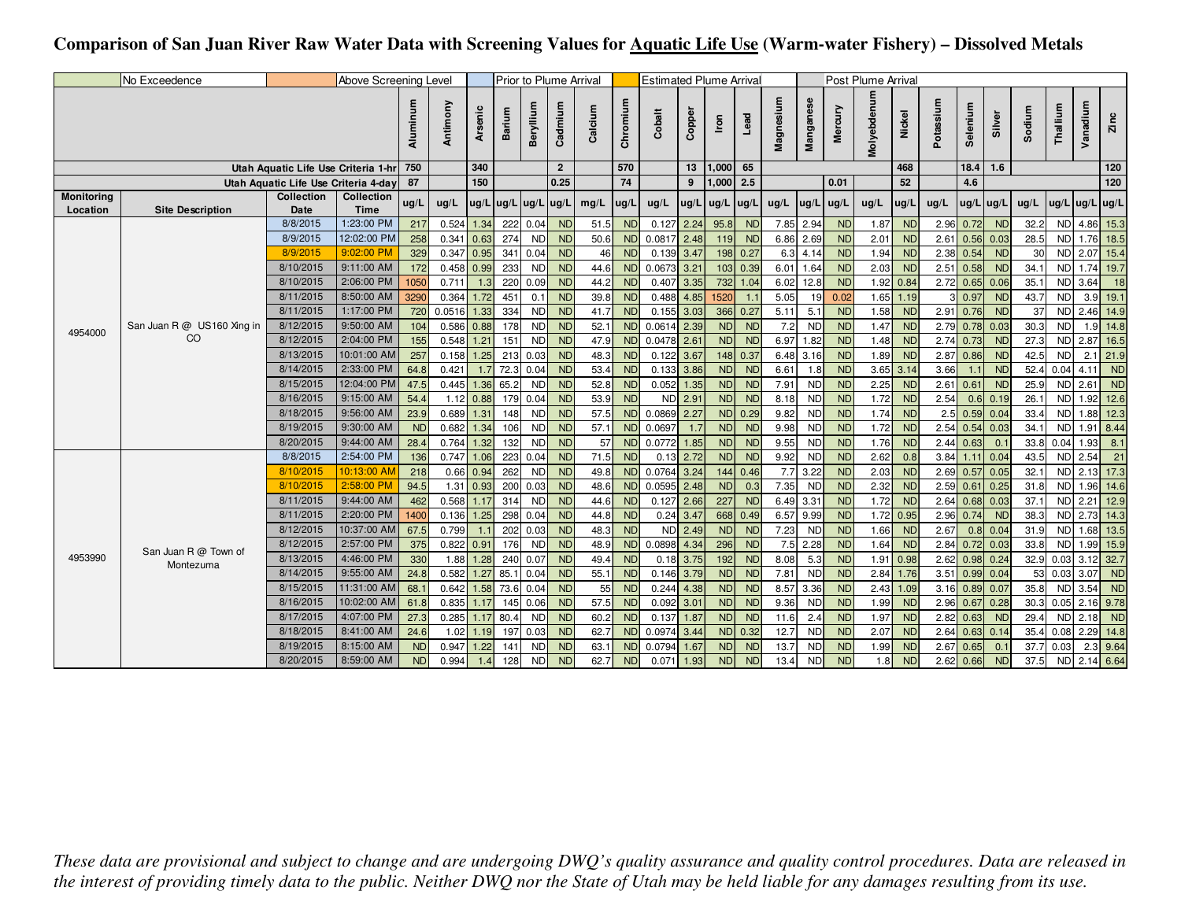# Comparison of San Juan River Raw Water Data with Screening Values for Aquatic Life Use (Warm-water Fishery) – Dissolved Metals

| Legend | |
|---|---|
| No Exceedence | |
| Above Screening Level | |
| Prior to Plume Arrival | |
| Estimated Plume Arrival | |
| Post Plume Arrival | |

| Monitoring Location | Site Description | Collection Date | Collection Time | Aluminum | Antimony | Arsenic | Barium | Beryllium | Cadmium | Calcium | Chromium | Cobalt | Copper | Iron | Lead | Magnesium | Manganese | Mercury | Molybdenum | Nickel | Potassium | Selenium | Silver | Sodium | Thallium | Vanadium | Zinc |
|---|---|---|---|---|---|---|---|---|---|---|---|---|---|---|---|---|---|---|---|---|---|---|---|---|---|---|---|
| | | Utah Aquatic Life Use Criteria 1-hr | | 750 | | 340 | | | 2 | | 570 | | 13 | 1,000 | 65 | | | | | 468 | | 18.4 | 1.6 | | | | 120 |
| | | Utah Aquatic Life Use Criteria 4-day | | 87 | | 150 | | | 0.25 | | 74 | | 9 | 1,000 | 2.5 | | | 0.01 | | 52 | | 4.6 | | | | | 120 |
| | | | | ug/L | ug/L | ug/L | ug/L | ug/L | ug/L | mg/L | ug/L | ug/L | ug/L | ug/L | ug/L | ug/L | ug/L | ug/L | ug/L | ug/L | ug/L | ug/L | ug/L | ug/L | ug/L | ug/L | ug/L |
| 4954000 | San Juan R @ US160 Xing in CO | 8/8/2015 | 1:23:00 PM | 217 | 0.524 | 1.34 | 222 | 0.04 | ND | 51.5 | ND | 0.127 | 2.24 | 95.8 | ND | 7.85 | 2.94 | ND | 1.87 | ND | 2.96 | 0.72 | ND | 32.2 | ND | 4.86 | 15.3 |
| | | 8/9/2015 | 12:02:00 PM | 258 | 0.341 | 0.63 | 274 | ND | ND | 50.6 | ND | 0.0817 | 2.48 | 119 | ND | 6.86 | 2.69 | ND | 2.01 | ND | 2.61 | 0.56 | 0.03 | 28.5 | ND | 1.76 | 18.5 |
| | | 8/9/2015 | 9:02:00 PM | 329 | 0.347 | 0.95 | 341 | 0.04 | ND | 46 | ND | 0.139 | 3.47 | 198 | 0.27 | 6.3 | 4.14 | ND | 1.94 | ND | 2.38 | 0.54 | ND | 30 | ND | 2.07 | 15.4 |
| | | 8/10/2015 | 9:11:00 AM | 172 | 0.458 | 0.99 | 233 | ND | ND | 44.6 | ND | 0.0673 | 3.21 | 103 | 0.39 | 6.01 | 1.64 | ND | 2.03 | ND | 2.51 | 0.58 | ND | 34.1 | ND | 1.74 | 19.7 |
| | | 8/10/2015 | 2:06:00 PM | 1050 | 0.711 | 1.3 | 220 | 0.09 | ND | 44.2 | ND | 0.407 | 3.35 | 732 | 1.04 | 6.02 | 12.8 | ND | 1.92 | 0.84 | 2.72 | 0.65 | 0.06 | 35.1 | ND | 3.64 | 18 |
| | | 8/11/2015 | 8:50:00 AM | 3290 | 0.364 | 1.72 | 451 | 0.1 | ND | 39.8 | ND | 0.488 | 4.85 | 1520 | 1.1 | 5.05 | 19 | 0.02 | 1.65 | 1.19 | 3 | 0.97 | ND | 43.7 | ND | 3.9 | 19.1 |
| | | 8/11/2015 | 1:17:00 PM | 720 | 0.0516 | 1.33 | 334 | ND | ND | 41.7 | ND | 0.155 | 3.03 | 366 | 0.27 | 5.11 | 5.1 | ND | 1.58 | ND | 2.91 | 0.76 | ND | 37 | ND | 2.46 | 14.9 |
| | | 8/12/2015 | 9:50:00 AM | 104 | 0.586 | 0.88 | 178 | ND | ND | 52.1 | ND | 0.0614 | 2.39 | ND | ND | 7.2 | ND | ND | 1.47 | ND | 2.79 | 0.78 | 0.03 | 30.3 | ND | 1.9 | 14.8 |
| | | 8/12/2015 | 2:04:00 PM | 155 | 0.548 | 1.21 | 151 | ND | ND | 47.9 | ND | 0.0478 | 2.61 | ND | ND | 6.97 | 1.82 | ND | 1.48 | ND | 2.74 | 0.73 | ND | 27.3 | ND | 2.87 | 16.5 |
| | | 8/13/2015 | 10:01:00 AM | 257 | 0.158 | 1.25 | 213 | 0.03 | ND | 48.3 | ND | 0.122 | 3.67 | 148 | 0.37 | 6.48 | 3.16 | ND | 1.89 | ND | 2.87 | 0.86 | ND | 42.5 | ND | 2.1 | 21.9 |
| | | 8/14/2015 | 2:33:00 PM | 64.8 | 0.421 | 1.7 | 72.3 | 0.04 | ND | 53.4 | ND | 0.133 | 3.86 | ND | ND | 6.61 | 1.8 | ND | 3.65 | 3.14 | 3.66 | 1.1 | ND | 52.4 | 0.04 | 4.11 | ND |
| | | 8/15/2015 | 12:04:00 PM | 47.5 | 0.445 | 1.36 | 65.2 | ND | ND | 52.8 | ND | 0.052 | 1.35 | ND | ND | 7.91 | ND | ND | 2.25 | ND | 2.61 | 0.61 | ND | 25.9 | ND | 2.61 | ND |
| | | 8/16/2015 | 9:15:00 AM | 54.4 | 1.12 | 0.88 | 179 | 0.04 | ND | 53.9 | ND | ND | 2.91 | ND | ND | 8.18 | ND | ND | 1.72 | ND | 2.54 | 0.6 | 0.19 | 26.1 | ND | 1.92 | 12.6 |
| | | 8/18/2015 | 9:56:00 AM | 23.9 | 0.689 | 1.31 | 148 | ND | ND | 57.5 | ND | 0.0869 | 2.27 | ND | 0.29 | 9.82 | ND | ND | 1.74 | ND | 2.5 | 0.59 | 0.04 | 33.4 | ND | 1.88 | 12.3 |
| | | 8/19/2015 | 9:30:00 AM | ND | 0.682 | 1.34 | 106 | ND | ND | 57.1 | ND | 0.0697 | 1.7 | ND | ND | 9.98 | ND | ND | 1.72 | ND | 2.54 | 0.54 | 0.03 | 34.1 | ND | 1.91 | 8.44 |
| | | 8/20/2015 | 9:44:00 AM | 28.4 | 0.764 | 1.32 | 132 | ND | ND | 57 | ND | 0.0772 | 1.85 | ND | ND | 9.55 | ND | ND | 1.76 | ND | 2.44 | 0.63 | 0.1 | 33.8 | 0.04 | 1.93 | 8.1 |
| 4953990 | San Juan R @ Town of Montezuma | 8/8/2015 | 2:54:00 PM | 136 | 0.747 | 1.06 | 223 | 0.04 | ND | 71.5 | ND | 0.13 | 2.72 | ND | ND | 9.92 | ND | ND | 2.62 | 0.8 | 3.84 | 1.11 | 0.04 | 43.5 | ND | 2.54 | 21 |
| | | 8/10/2015 | 10:13:00 AM | 218 | 0.66 | 0.94 | 262 | ND | ND | 49.8 | ND | 0.0764 | 3.24 | 144 | 0.46 | 7.7 | 3.22 | ND | 2.03 | ND | 2.69 | 0.57 | 0.05 | 32.1 | ND | 2.13 | 17.3 |
| | | 8/10/2015 | 2:58:00 PM | 94.5 | 1.31 | 0.93 | 200 | 0.03 | ND | 48.6 | ND | 0.0595 | 2.48 | ND | 0.3 | 7.35 | ND | ND | 2.32 | ND | 2.59 | 0.61 | 0.25 | 31.8 | ND | 1.96 | 14.6 |
| | | 8/11/2015 | 9:44:00 AM | 462 | 0.568 | 1.17 | 314 | ND | ND | 44.6 | ND | 0.127 | 2.66 | 227 | ND | 6.49 | 3.31 | ND | 1.72 | ND | 2.64 | 0.68 | 0.03 | 37.1 | ND | 2.21 | 12.9 |
| | | 8/11/2015 | 2:20:00 PM | 1400 | 0.136 | 1.25 | 298 | 0.04 | ND | 44.8 | ND | 0.24 | 3.47 | 668 | 0.49 | 6.57 | 9.99 | ND | 1.72 | 0.95 | 2.96 | 0.74 | ND | 38.3 | ND | 2.73 | 14.3 |
| | | 8/12/2015 | 10:37:00 AM | 67.5 | 0.799 | 1.1 | 202 | 0.03 | ND | 48.3 | ND | ND | 2.49 | ND | ND | 7.23 | ND | ND | 1.66 | ND | 2.67 | 0.8 | 0.04 | 31.9 | ND | 1.68 | 13.5 |
| | | 8/12/2015 | 2:57:00 PM | 375 | 0.822 | 0.91 | 176 | ND | ND | 48.9 | ND | 0.0898 | 4.34 | 296 | ND | 7.5 | 2.28 | ND | 1.64 | ND | 2.84 | 0.72 | 0.03 | 33.8 | ND | 1.99 | 15.9 |
| | | 8/13/2015 | 4:46:00 PM | 330 | 1.88 | 1.28 | 240 | 0.07 | ND | 49.4 | ND | 0.18 | 3.75 | 192 | ND | 8.08 | 5.3 | ND | 1.91 | 0.98 | 2.62 | 0.98 | 0.24 | 32.9 | 0.03 | 3.12 | 32.7 |
| | | 8/14/2015 | 9:55:00 AM | 24.8 | 0.582 | 1.27 | 85.1 | 0.04 | ND | 55.1 | ND | 0.146 | 3.79 | ND | ND | 7.81 | ND | ND | 2.84 | 1.76 | 3.51 | 0.99 | 0.04 | 53 | 0.03 | 3.07 | ND |
| | | 8/15/2015 | 11:31:00 AM | 68.1 | 0.642 | 1.58 | 73.6 | 0.04 | ND | 55 | ND | 0.244 | 4.38 | ND | ND | 8.57 | 3.36 | ND | 2.43 | 1.09 | 3.16 | 0.89 | 0.07 | 35.8 | ND | 3.54 | ND |
| | | 8/16/2015 | 10:02:00 AM | 61.8 | 0.835 | 1.17 | 145 | 0.06 | ND | 57.5 | ND | 0.092 | 3.01 | ND | ND | 9.36 | ND | ND | 1.99 | ND | 2.96 | 0.67 | 0.28 | 30.3 | 0.05 | 2.16 | 9.78 |
| | | 8/17/2015 | 4:07:00 PM | 27.3 | 0.285 | 1.17 | 80.4 | ND | ND | 60.2 | ND | 0.137 | 1.87 | ND | ND | 11.6 | 2.4 | ND | 1.97 | ND | 2.82 | 0.63 | ND | 29.4 | ND | 2.18 | ND |
| | | 8/18/2015 | 8:41:00 AM | 24.6 | 1.02 | 1.19 | 197 | 0.03 | ND | 62.7 | ND | 0.0974 | 3.44 | ND | 0.32 | 12.7 | ND | ND | 2.07 | ND | 2.64 | 0.63 | 0.14 | 35.4 | 0.08 | 2.29 | 14.8 |
| | | 8/19/2015 | 8:15:00 AM | ND | 0.947 | 1.22 | 141 | ND | ND | 63.1 | ND | 0.0794 | 1.67 | ND | ND | 13.7 | ND | ND | 1.99 | ND | 2.67 | 0.65 | 0.1 | 37.7 | 0.03 | 2.3 | 9.64 |
| | | 8/20/2015 | 8:59:00 AM | ND | 0.994 | 1.4 | 128 | ND | ND | 62.7 | ND | 0.071 | 1.93 | ND | ND | 13.4 | ND | ND | 1.8 | ND | 2.62 | 0.66 | ND | 37.5 | ND | 2.14 | 6.64 |

*These data are provisional and subject to change and are undergoing DWQ's quality assurance and quality control procedures. Data are released in the interest of providing timely data to the public. Neither DWQ nor the State of Utah may be held liable for any damages resulting from its use.*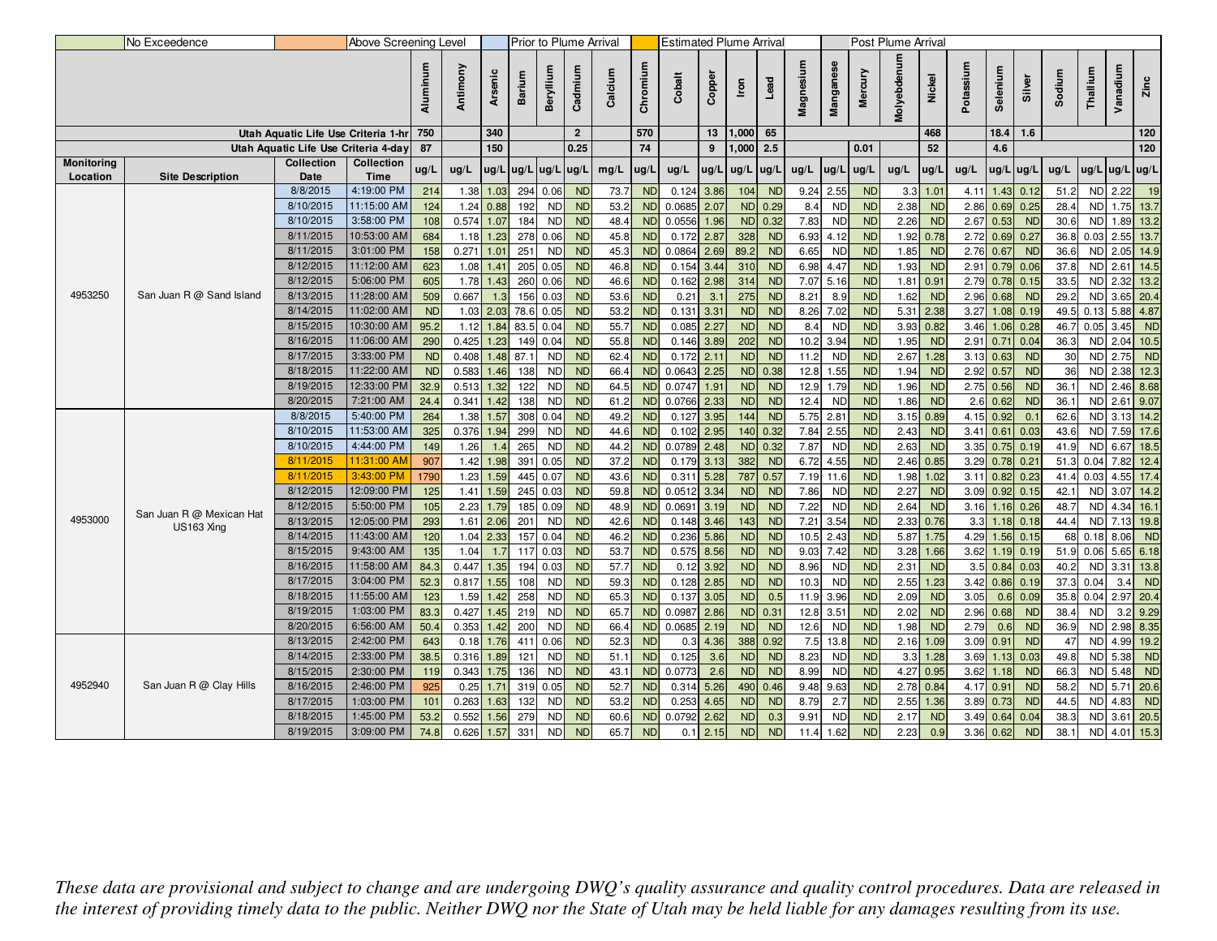| | No Exceedence | | Above Screening Level | | Prior to Plume Arrival | | Estimated Plume Arrival | | Post Plume Arrival | | | | | | | | | | | | | | | | | | | |
|---|---|---|---|---|---|---|---|---|---|---|---|---|---|---|---|---|---|---|---|---|---|---|---|---|---|---|---|---|
| | | | | Aluminum | Antimony | Arsenic | Barium | Beryllium | Cadmium | Calcium | Chromium | Cobalt | Copper | Iron | Lead | Magnesium | Manganese | Mercury | Molyebdenum | Nickel | Potassium | Selenium | Silver | Sodium | Thallium | Vanadium | Zinc |
| | | Utah Aquatic Life Use Criteria 1-hr | | 750 | | 340 | | | 2 | | 570 | | 13 | 1,000 | 65 | | | | | 468 | | 18.4 | 1.6 | | | | 120 |
| | | Utah Aquatic Life Use Criteria 4-day | | 87 | | 150 | | | 0.25 | | 74 | | 9 | 1,000 | 2.5 | | | 0.01 | | 52 | | 4.6 | | | | | 120 |
| Monitoring Location | Site Description | Collection Date | Collection Time | ug/L | ug/L | ug/L | ug/L | ug/L | ug/L | mg/L | ug/L | ug/L | ug/L | ug/L | ug/L | ug/L | ug/L | ug/L | ug/L | ug/L | ug/L | ug/L | ug/L | ug/L | ug/L | ug/L | ug/L |
| 4953250 | San Juan R @ Sand Island | 8/8/2015 | 4:19:00 PM | 214 | 1.38 | 1.03 | 294 | 0.06 | ND | 73.7 | ND | 0.124 | 3.86 | 104 | ND | 9.24 | 2.55 | ND | 3.3 | 1.01 | 4.11 | 1.43 | 0.12 | 51.2 | ND | 2.22 | 19 |
| | | 8/10/2015 | 11:15:00 AM | 124 | 1.24 | 0.88 | 192 | ND | ND | 53.2 | ND | 0.0685 | 2.07 | ND | 0.29 | 8.4 | ND | ND | 2.38 | ND | 2.86 | 0.69 | 0.25 | 28.4 | ND | 1.75 | 13.7 |
| | | 8/10/2015 | 3:58:00 PM | 108 | 0.574 | 1.07 | 184 | ND | ND | 48.4 | ND | 0.0556 | 1.96 | ND | 0.32 | 7.83 | ND | ND | 2.26 | ND | 2.67 | 0.53 | ND | 30.6 | ND | 1.89 | 13.2 |
| | | 8/11/2015 | 10:53:00 AM | 684 | 1.18 | 1.23 | 278 | 0.06 | ND | 45.8 | ND | 0.172 | 2.87 | 328 | ND | 6.93 | 4.12 | ND | 1.92 | 0.78 | 2.72 | 0.69 | 0.27 | 36.8 | 0.03 | 2.55 | 13.7 |
| | | 8/11/2015 | 3:01:00 PM | 158 | 0.271 | 1.01 | 251 | ND | ND | 45.3 | ND | 0.0864 | 2.69 | 89.2 | ND | 6.65 | ND | ND | 1.85 | ND | 2.76 | 0.67 | ND | 36.6 | ND | 2.05 | 14.9 |
| | | 8/12/2015 | 11:12:00 AM | 623 | 1.08 | 1.41 | 205 | 0.05 | ND | 46.8 | ND | 0.154 | 3.44 | 310 | ND | 6.98 | 4.47 | ND | 1.93 | ND | 2.91 | 0.79 | 0.06 | 37.8 | ND | 2.61 | 14.5 |
| | | 8/12/2015 | 5:06:00 PM | 605 | 1.78 | 1.43 | 260 | 0.06 | ND | 46.6 | ND | 0.162 | 2.98 | 314 | ND | 7.07 | 5.16 | ND | 1.81 | 0.91 | 2.79 | 0.78 | 0.15 | 33.5 | ND | 2.32 | 13.2 |
| | | 8/13/2015 | 11:28:00 AM | 509 | 0.667 | 1.3 | 156 | 0.03 | ND | 53.6 | ND | 0.21 | 3.1 | 275 | ND | 8.21 | 8.9 | ND | 1.62 | ND | 2.96 | 0.68 | ND | 29.2 | ND | 3.65 | 20.4 |
| | | 8/14/2015 | 11:02:00 AM | ND | 1.03 | 2.03 | 78.6 | 0.05 | ND | 53.2 | ND | 0.131 | 3.31 | ND | ND | 8.26 | 7.02 | ND | 5.31 | 2.38 | 3.27 | 1.08 | 0.19 | 49.5 | 0.13 | 5.88 | 4.87 |
| | | 8/15/2015 | 10:30:00 AM | 95.2 | 1.12 | 1.84 | 83.5 | 0.04 | ND | 55.7 | ND | 0.085 | 2.27 | ND | ND | 8.4 | ND | ND | 3.93 | 0.82 | 3.46 | 1.06 | 0.28 | 46.7 | 0.05 | 3.45 | ND |
| | | 8/16/2015 | 11:06:00 AM | 290 | 0.425 | 1.23 | 149 | 0.04 | ND | 55.8 | ND | 0.146 | 3.89 | 202 | ND | 10.2 | 3.94 | ND | 1.95 | ND | 2.91 | 0.71 | 0.04 | 36.3 | ND | 2.04 | 10.5 |
| | | 8/17/2015 | 3:33:00 PM | ND | 0.408 | 1.48 | 87.1 | ND | ND | 62.4 | ND | 0.172 | 2.11 | ND | ND | 11.2 | ND | ND | 2.67 | 1.28 | 3.13 | 0.63 | ND | 30 | ND | 2.75 | ND |
| | | 8/18/2015 | 11:22:00 AM | ND | 0.583 | 1.46 | 138 | ND | ND | 66.4 | ND | 0.0643 | 2.25 | ND | 0.38 | 12.8 | 1.55 | ND | 1.94 | ND | 2.92 | 0.57 | ND | 36 | ND | 2.38 | 12.3 |
| | | 8/19/2015 | 12:33:00 PM | 32.9 | 0.513 | 1.32 | 122 | ND | ND | 64.5 | ND | 0.0747 | 1.91 | ND | ND | 12.9 | 1.79 | ND | 1.96 | ND | 2.75 | 0.56 | ND | 36.1 | ND | 2.46 | 8.68 |
| | | 8/20/2015 | 7:21:00 AM | 24.4 | 0.341 | 1.42 | 138 | ND | ND | 61.2 | ND | 0.0766 | 2.33 | ND | ND | 12.4 | ND | ND | 1.86 | ND | 2.6 | 0.62 | ND | 36.1 | ND | 2.61 | 9.07 |
| 4953000 | San Juan R @ Mexican Hat US163 Xing | 8/8/2015 | 5:40:00 PM | 264 | 1.38 | 1.57 | 308 | 0.04 | ND | 49.2 | ND | 0.127 | 3.95 | 144 | ND | 5.75 | 2.81 | ND | 3.15 | 0.89 | 4.15 | 0.92 | 0.1 | 62.6 | ND | 3.13 | 14.2 |
| | | 8/10/2015 | 11:53:00 AM | 325 | 0.376 | 1.94 | 299 | ND | ND | 44.6 | ND | 0.102 | 2.95 | 140 | 0.32 | 7.84 | 2.55 | ND | 2.43 | ND | 3.41 | 0.61 | 0.03 | 43.6 | ND | 7.59 | 17.6 |
| | | 8/10/2015 | 4:44:00 PM | 149 | 1.26 | 1.4 | 265 | ND | ND | 44.2 | ND | 0.0789 | 2.48 | ND | 0.32 | 7.87 | ND | ND | 2.63 | ND | 3.35 | 0.75 | 0.19 | 41.9 | ND | 6.67 | 18.5 |
| | | 8/11/2015 | 11:31:00 AM | 907 | 1.42 | 1.98 | 391 | 0.05 | ND | 37.2 | ND | 0.179 | 3.13 | 382 | ND | 6.72 | 4.55 | ND | 2.46 | 0.85 | 3.29 | 0.78 | 0.21 | 51.3 | 0.04 | 7.82 | 12.4 |
| | | 8/11/2015 | 3:43:00 PM | 1790 | 1.23 | 1.59 | 445 | 0.07 | ND | 43.6 | ND | 0.311 | 5.28 | 787 | 0.57 | 7.19 | 11.6 | ND | 1.98 | 1.02 | 3.11 | 0.82 | 0.23 | 41.4 | 0.03 | 4.55 | 17.4 |
| | | 8/12/2015 | 12:09:00 PM | 125 | 1.41 | 1.59 | 245 | 0.03 | ND | 59.8 | ND | 0.0512 | 3.34 | ND | ND | 7.86 | ND | ND | 2.27 | ND | 3.09 | 0.92 | 0.15 | 42.1 | ND | 3.07 | 14.2 |
| | | 8/12/2015 | 5:50:00 PM | 105 | 2.23 | 1.79 | 185 | 0.09 | ND | 48.9 | ND | 0.0691 | 3.19 | ND | ND | 7.22 | ND | ND | 2.64 | ND | 3.16 | 1.16 | 0.26 | 48.7 | ND | 4.34 | 16.1 |
| | | 8/13/2015 | 12:05:00 PM | 293 | 1.61 | 2.06 | 201 | ND | ND | 42.6 | ND | 0.148 | 3.46 | 143 | ND | 7.21 | 3.54 | ND | 2.33 | 0.76 | 3.3 | 1.18 | 0.18 | 44.4 | ND | 7.13 | 19.8 |
| | | 8/14/2015 | 11:43:00 AM | 120 | 1.04 | 2.33 | 157 | 0.04 | ND | 46.2 | ND | 0.236 | 5.86 | ND | ND | 10.5 | 2.43 | ND | 5.87 | 1.75 | 4.29 | 1.56 | 0.15 | 68 | 0.18 | 8.06 | ND |
| | | 8/15/2015 | 9:43:00 AM | 135 | 1.04 | 1.7 | 117 | 0.03 | ND | 53.7 | ND | 0.575 | 8.56 | ND | ND | 9.03 | 7.42 | ND | 3.28 | 1.66 | 3.62 | 1.19 | 0.19 | 51.9 | 0.06 | 5.65 | 6.18 |
| | | 8/16/2015 | 11:58:00 AM | 84.3 | 0.447 | 1.35 | 194 | 0.03 | ND | 57.7 | ND | 0.12 | 3.92 | ND | ND | 8.96 | ND | ND | 2.31 | ND | 3.5 | 0.84 | 0.03 | 40.2 | ND | 3.31 | 13.8 |
| | | 8/17/2015 | 3:04:00 PM | 52.3 | 0.817 | 1.55 | 108 | ND | ND | 59.3 | ND | 0.128 | 2.85 | ND | ND | 10.3 | ND | ND | 2.55 | 1.23 | 3.42 | 0.86 | 0.19 | 37.3 | 0.04 | 3.4 | ND |
| | | 8/18/2015 | 11:55:00 AM | 123 | 1.59 | 1.42 | 258 | ND | ND | 65.3 | ND | 0.137 | 3.05 | ND | 0.5 | 11.9 | 3.96 | ND | 2.09 | ND | 3.05 | 0.6 | 0.09 | 35.8 | 0.04 | 2.97 | 20.4 |
| | | 8/19/2015 | 1:03:00 PM | 83.3 | 0.427 | 1.45 | 219 | ND | ND | 65.7 | ND | 0.0987 | 2.86 | ND | 0.31 | 12.8 | 3.51 | ND | 2.02 | ND | 2.96 | 0.68 | ND | 38.4 | ND | 3.2 | 9.29 |
| | | 8/20/2015 | 6:56:00 AM | 50.4 | 0.353 | 1.42 | 200 | ND | ND | 66.4 | ND | 0.0685 | 2.19 | ND | ND | 12.6 | ND | ND | 1.98 | ND | 2.79 | 0.6 | ND | 36.9 | ND | 2.98 | 8.35 |
| 4952940 | San Juan R @ Clay Hills | 8/13/2015 | 2:42:00 PM | 643 | 0.18 | 1.76 | 411 | 0.06 | ND | 52.3 | ND | 0.3 | 4.36 | 388 | 0.92 | 7.5 | 13.8 | ND | 2.16 | 1.09 | 3.09 | 0.91 | ND | 47 | ND | 4.99 | 19.2 |
| | | 8/14/2015 | 2:33:00 PM | 38.5 | 0.316 | 1.89 | 121 | ND | ND | 51.1 | ND | 0.125 | 3.6 | ND | ND | 8.23 | ND | ND | 3.3 | 1.28 | 3.69 | 1.13 | 0.03 | 49.8 | ND | 5.38 | ND |
| | | 8/15/2015 | 2:30:00 PM | 119 | 0.343 | 1.75 | 136 | ND | ND | 43.1 | ND | 0.0773 | 2.6 | ND | ND | 8.99 | ND | ND | 4.27 | 0.95 | 3.62 | 1.18 | ND | 66.3 | ND | 5.48 | ND |
| | | 8/16/2015 | 2:46:00 PM | 925 | 0.25 | 1.71 | 319 | 0.05 | ND | 52.7 | ND | 0.314 | 5.26 | 490 | 0.46 | 9.48 | 9.63 | ND | 2.78 | 0.84 | 4.17 | 0.91 | ND | 58.2 | ND | 5.71 | 20.6 |
| | | 8/17/2015 | 1:03:00 PM | 101 | 0.263 | 1.63 | 132 | ND | ND | 53.2 | ND | 0.253 | 4.65 | ND | ND | 8.79 | 2.7 | ND | 2.55 | 1.36 | 3.89 | 0.73 | ND | 44.5 | ND | 4.83 | ND |
| | | 8/18/2015 | 1:45:00 PM | 53.2 | 0.552 | 1.56 | 279 | ND | ND | 60.6 | ND | 0.0792 | 2.62 | ND | 0.3 | 9.91 | ND | ND | 2.17 | ND | 3.49 | 0.64 | 0.04 | 38.3 | ND | 3.61 | 20.5 |
| | | 8/19/2015 | 3:09:00 PM | 74.8 | 0.626 | 1.57 | 331 | ND | ND | 65.7 | ND | 0.1 | 2.15 | ND | ND | 11.4 | 1.62 | ND | 2.23 | 0.9 | 3.36 | 0.62 | ND | 38.1 | ND | 4.01 | 15.3 |

*These data are provisional and subject to change and are undergoing DWQ's quality assurance and quality control procedures. Data are released in the interest of providing timely data to the public. Neither DWQ nor the State of Utah may be held liable for any damages resulting from its use.*